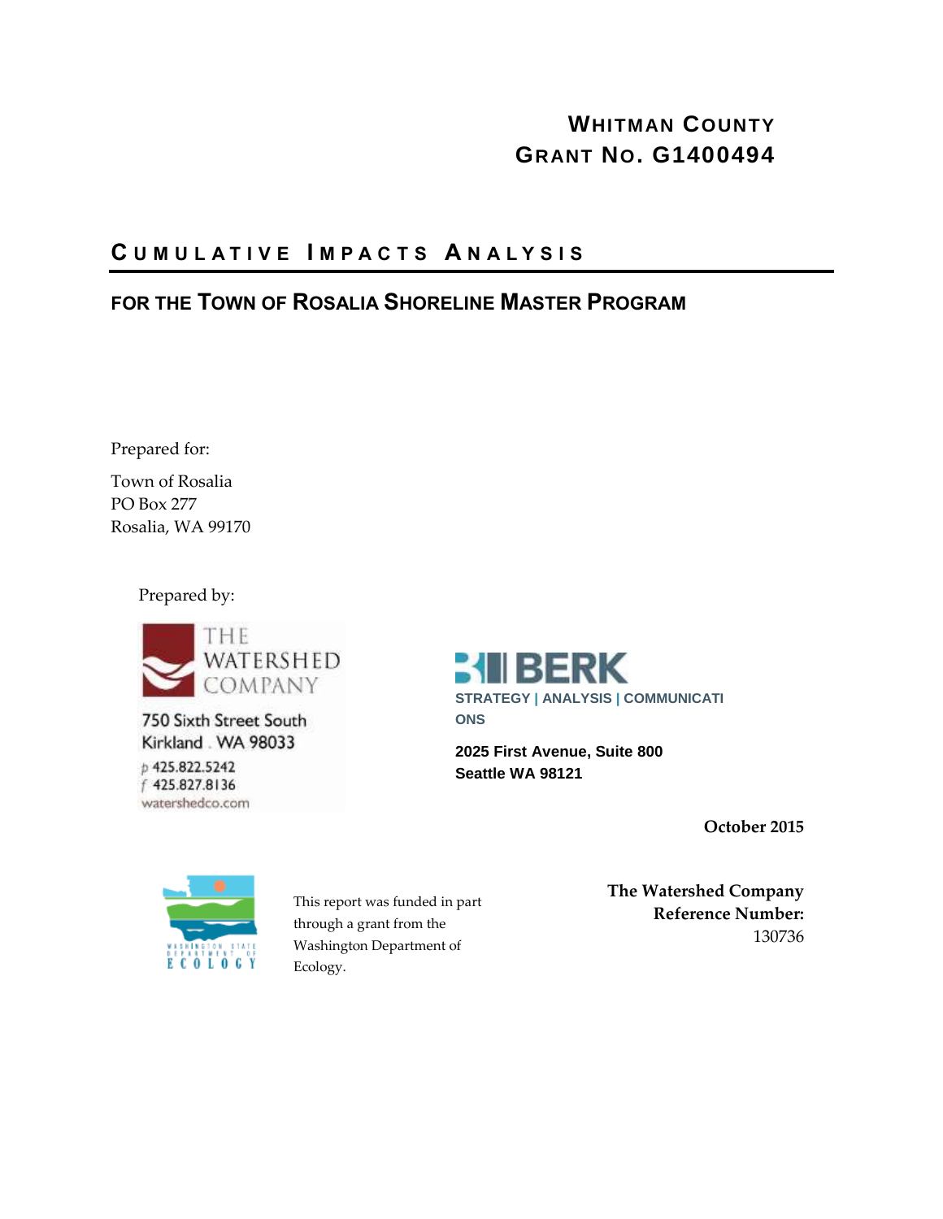**WHITMAN COUNTY**
**GRANT NO. G1400494**

# CUMULATIVE IMPACTS ANALYSIS

## FOR THE TOWN OF ROSALIA SHORELINE MASTER PROGRAM

Prepared for:

Town of Rosalia
PO Box 277
Rosalia, WA 99170

Prepared by:

THE WATERSHED COMPANY

750 Sixth Street South
Kirkland . WA 98033
p 425.822.5242
f 425.827.8136
watershedco.com

BERK
STRATEGY | ANALYSIS | COMMUNICATIONS

**2025 First Avenue, Suite 800**
**Seattle WA 98121**

**October 2015**

This report was funded in part through a grant from the Washington Department of Ecology.

**The Watershed Company Reference Number:**
130736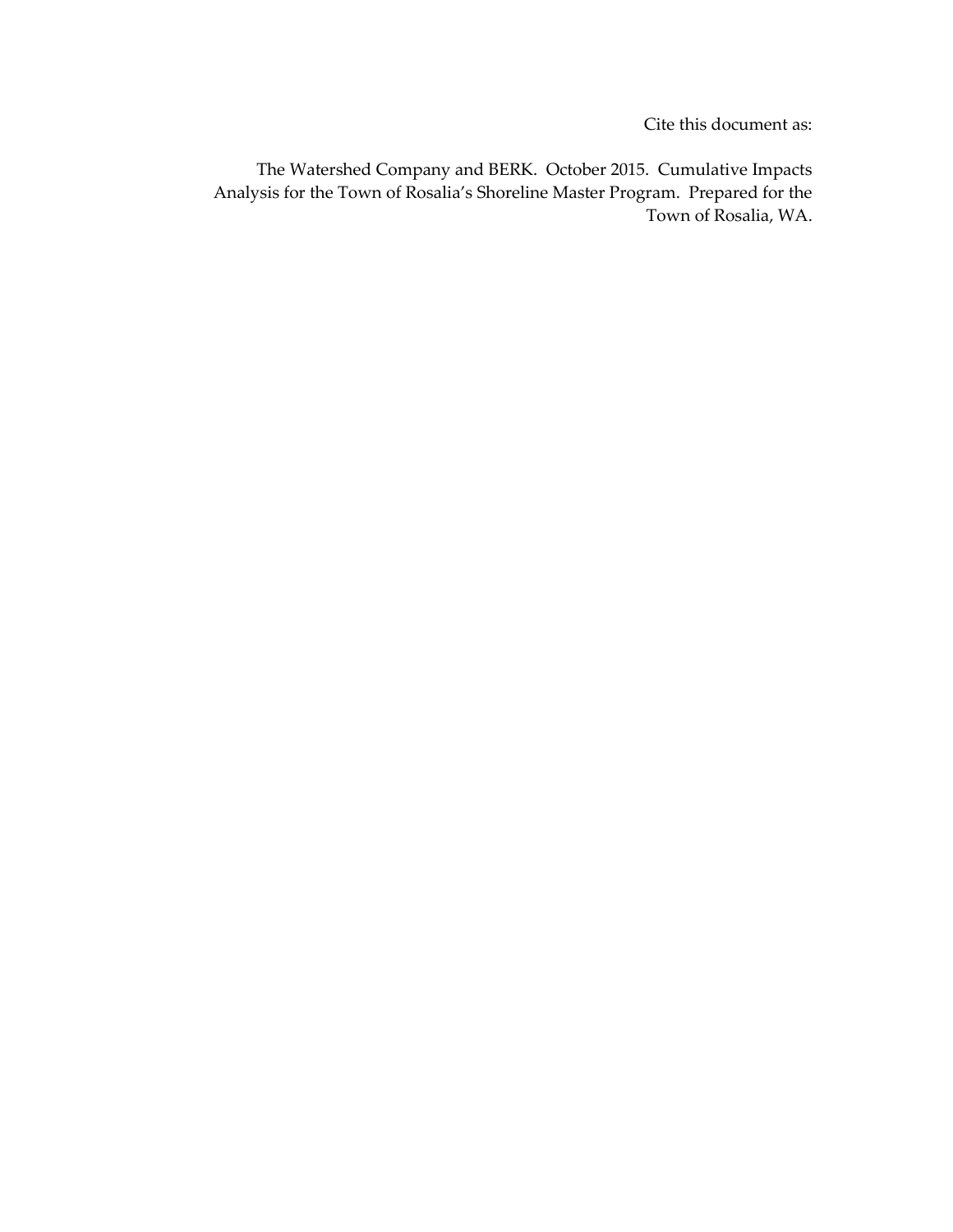Cite this document as:

The Watershed Company and BERK. October 2015. Cumulative Impacts Analysis for the Town of Rosalia's Shoreline Master Program. Prepared for the Town of Rosalia, WA.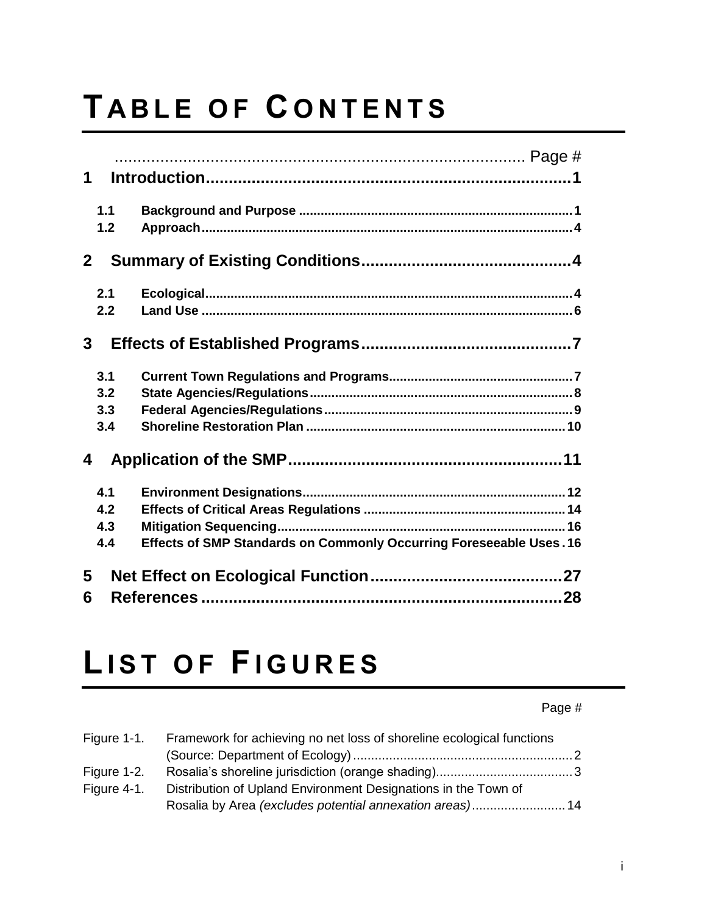# TABLE OF CONTENTS

| | | Page # |
|---|---|---|
| **1** | **Introduction** | **1** |
| **1.1** | **Background and Purpose** | **1** |
| **1.2** | **Approach** | **4** |
| **2** | **Summary of Existing Conditions** | **4** |
| **2.1** | **Ecological** | **4** |
| **2.2** | **Land Use** | **6** |
| **3** | **Effects of Established Programs** | **7** |
| **3.1** | **Current Town Regulations and Programs** | **7** |
| **3.2** | **State Agencies/Regulations** | **8** |
| **3.3** | **Federal Agencies/Regulations** | **9** |
| **3.4** | **Shoreline Restoration Plan** | **10** |
| **4** | **Application of the SMP** | **11** |
| **4.1** | **Environment Designations** | **12** |
| **4.2** | **Effects of Critical Areas Regulations** | **14** |
| **4.3** | **Mitigation Sequencing** | **16** |
| **4.4** | **Effects of SMP Standards on Commonly Occurring Foreseeable Uses** | **16** |
| **5** | **Net Effect on Ecological Function** | **27** |
| **6** | **References** | **28** |

# LIST OF FIGURES

| | | Page # |
|---|---|---|
| Figure 1-1. | Framework for achieving no net loss of shoreline ecological functions (Source: Department of Ecology) | 2 |
| Figure 1-2. | Rosalia's shoreline jurisdiction (orange shading) | 3 |
| Figure 4-1. | Distribution of Upland Environment Designations in the Town of Rosalia by Area *(excludes potential annexation areas)* | 14 |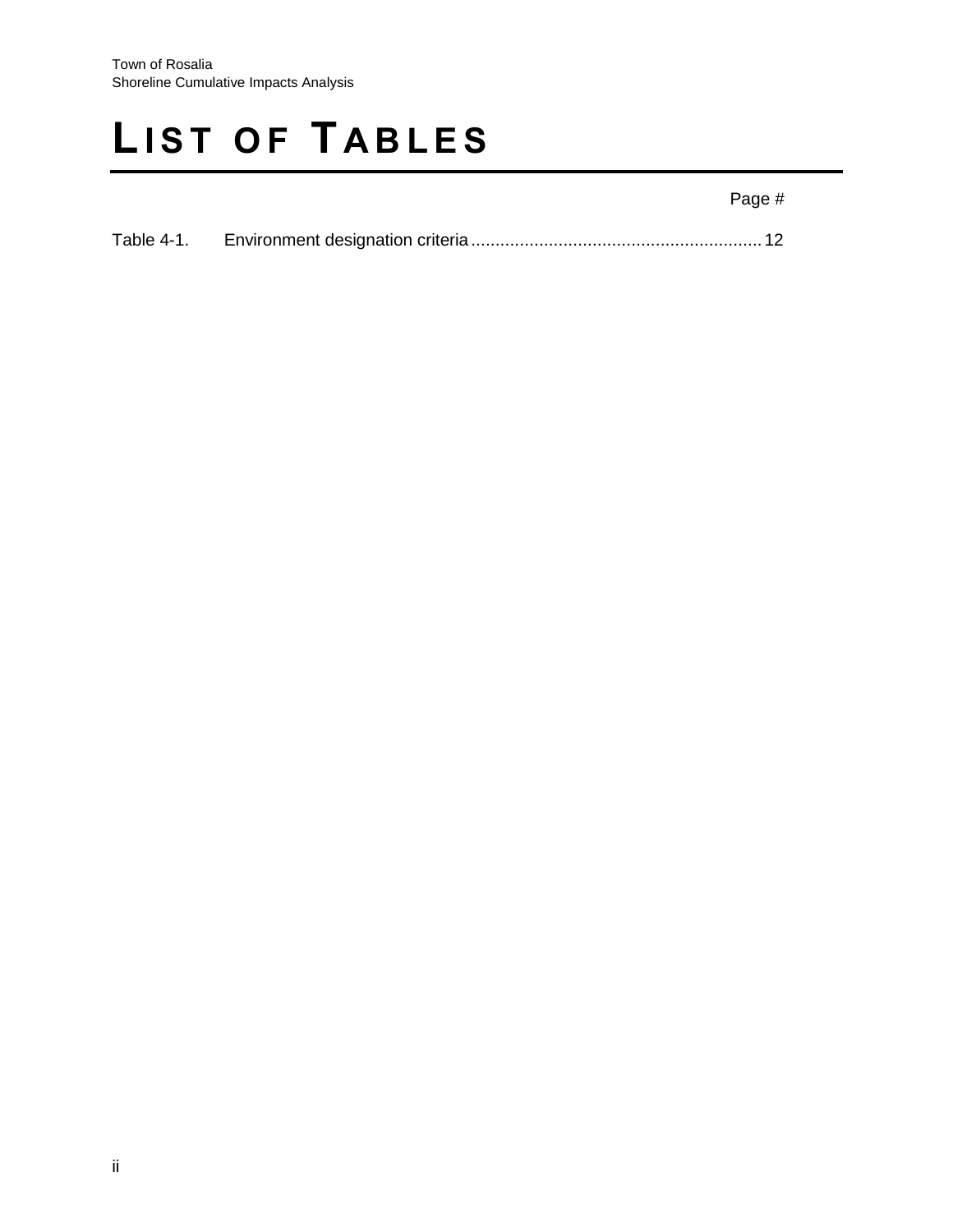# LIST OF TABLES

| | | Page # |
|---|---|---|
| Table 4-1. | Environment designation criteria | 12 |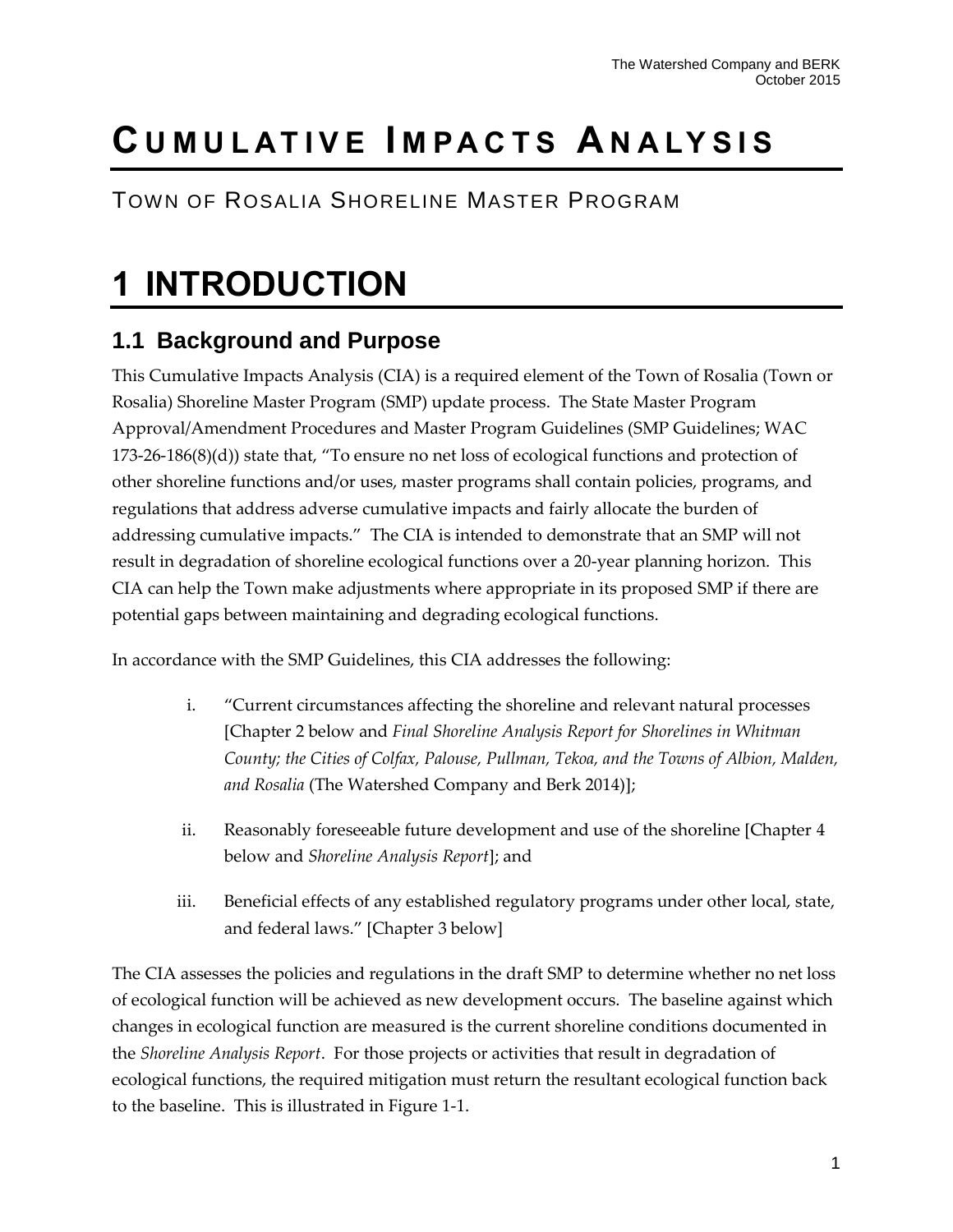# CUMULATIVE IMPACTS ANALYSIS

TOWN OF ROSALIA SHORELINE MASTER PROGRAM

# 1 INTRODUCTION

## 1.1 Background and Purpose

This Cumulative Impacts Analysis (CIA) is a required element of the Town of Rosalia (Town or Rosalia) Shoreline Master Program (SMP) update process. The State Master Program Approval/Amendment Procedures and Master Program Guidelines (SMP Guidelines; WAC 173-26-186(8)(d)) state that, "To ensure no net loss of ecological functions and protection of other shoreline functions and/or uses, master programs shall contain policies, programs, and regulations that address adverse cumulative impacts and fairly allocate the burden of addressing cumulative impacts." The CIA is intended to demonstrate that an SMP will not result in degradation of shoreline ecological functions over a 20-year planning horizon. This CIA can help the Town make adjustments where appropriate in its proposed SMP if there are potential gaps between maintaining and degrading ecological functions.

In accordance with the SMP Guidelines, this CIA addresses the following:

i. "Current circumstances affecting the shoreline and relevant natural processes [Chapter 2 below and *Final Shoreline Analysis Report for Shorelines in Whitman County; the Cities of Colfax, Palouse, Pullman, Tekoa, and the Towns of Albion, Malden, and Rosalia* (The Watershed Company and Berk 2014)];

ii. Reasonably foreseeable future development and use of the shoreline [Chapter 4 below and *Shoreline Analysis Report*]; and

iii. Beneficial effects of any established regulatory programs under other local, state, and federal laws." [Chapter 3 below]

The CIA assesses the policies and regulations in the draft SMP to determine whether no net loss of ecological function will be achieved as new development occurs. The baseline against which changes in ecological function are measured is the current shoreline conditions documented in the *Shoreline Analysis Report*. For those projects or activities that result in degradation of ecological functions, the required mitigation must return the resultant ecological function back to the baseline. This is illustrated in Figure 1-1.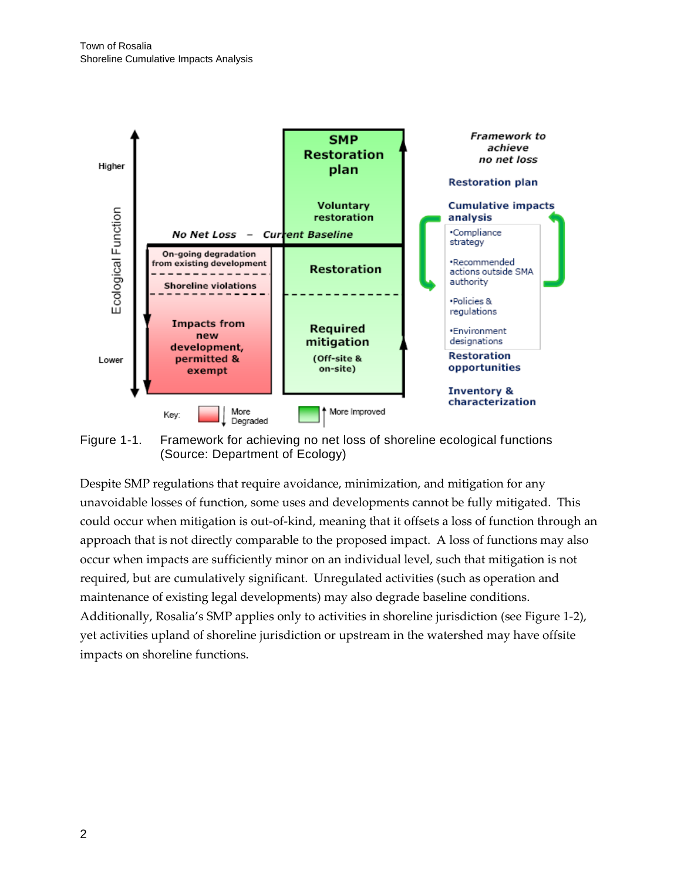Figure 1-1. Framework for achieving no net loss of shoreline ecological functions (Source: Department of Ecology)

Despite SMP regulations that require avoidance, minimization, and mitigation for any unavoidable losses of function, some uses and developments cannot be fully mitigated. This could occur when mitigation is out-of-kind, meaning that it offsets a loss of function through an approach that is not directly comparable to the proposed impact. A loss of functions may also occur when impacts are sufficiently minor on an individual level, such that mitigation is not required, but are cumulatively significant. Unregulated activities (such as operation and maintenance of existing legal developments) may also degrade baseline conditions. Additionally, Rosalia's SMP applies only to activities in shoreline jurisdiction (see Figure 1-2), yet activities upland of shoreline jurisdiction or upstream in the watershed may have offsite impacts on shoreline functions.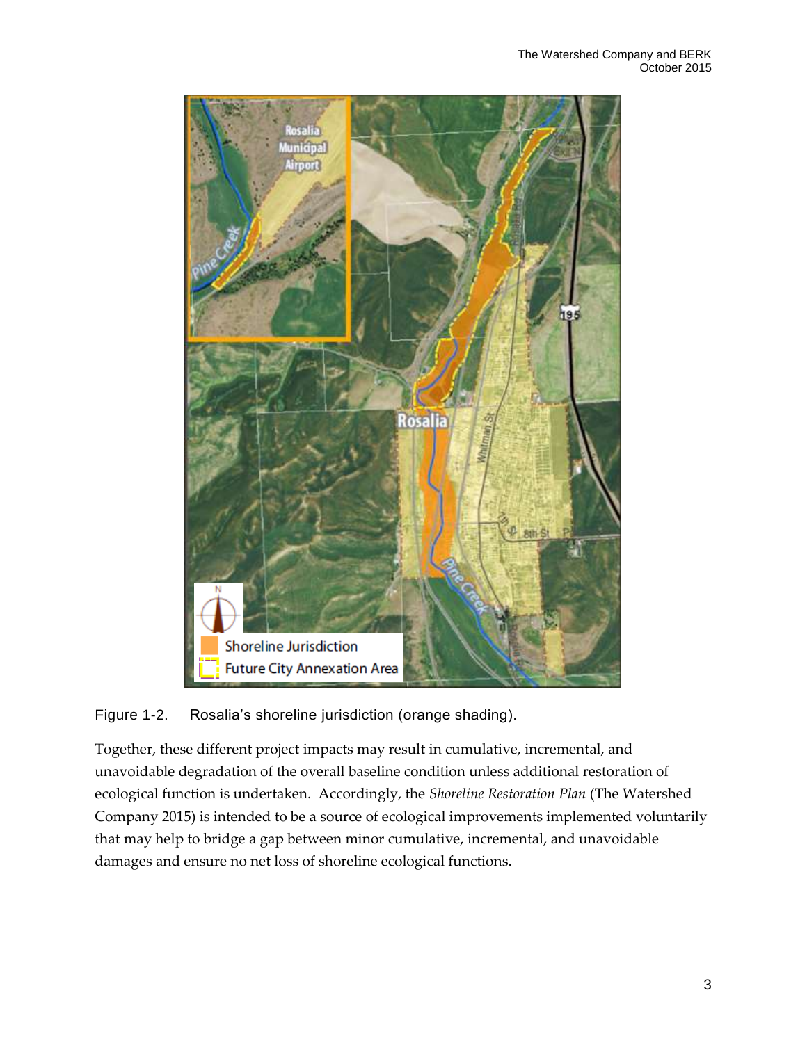Figure 1-2. Rosalia's shoreline jurisdiction (orange shading).

Together, these different project impacts may result in cumulative, incremental, and unavoidable degradation of the overall baseline condition unless additional restoration of ecological function is undertaken. Accordingly, the *Shoreline Restoration Plan* (The Watershed Company 2015) is intended to be a source of ecological improvements implemented voluntarily that may help to bridge a gap between minor cumulative, incremental, and unavoidable damages and ensure no net loss of shoreline ecological functions.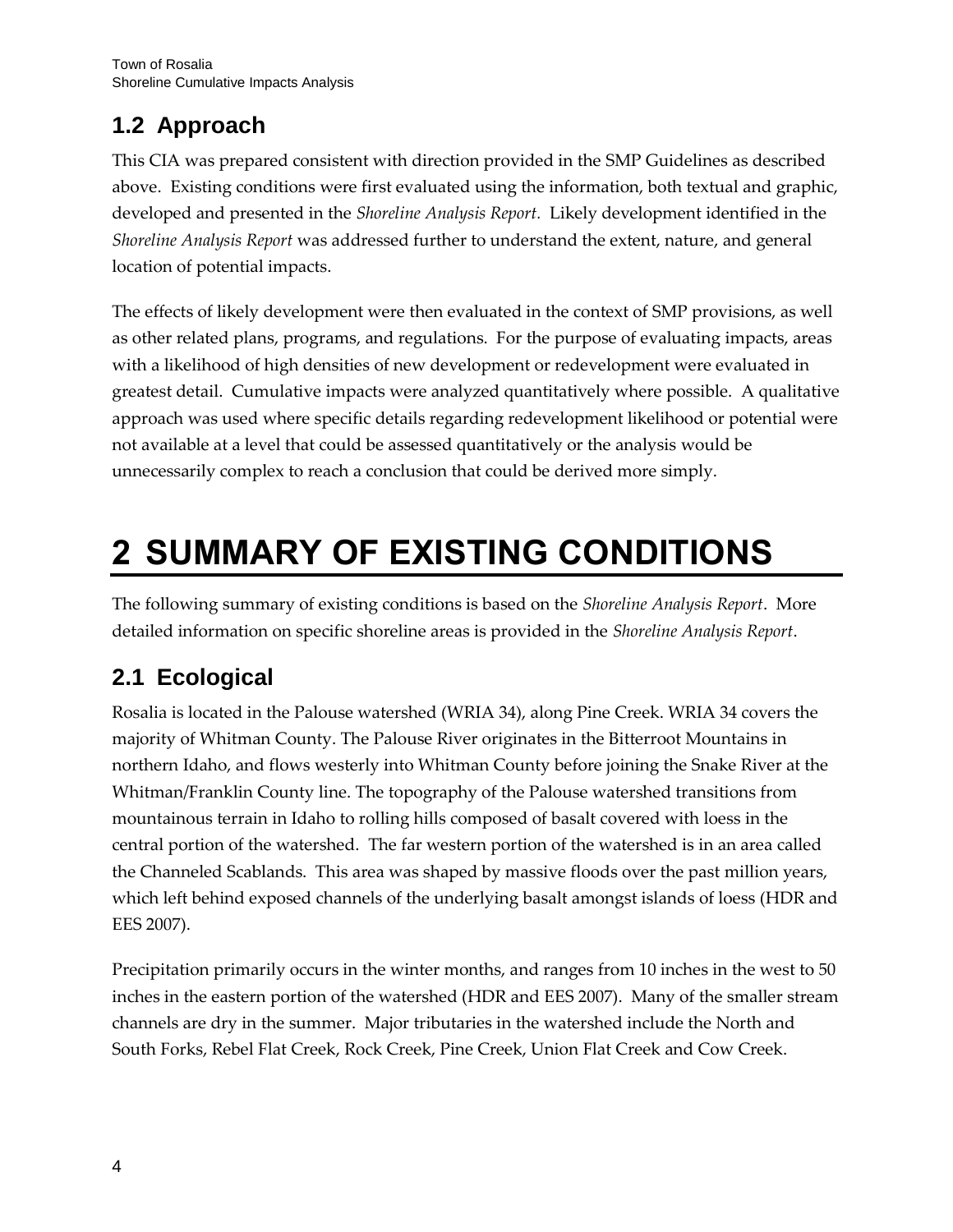## 1.2 Approach

This CIA was prepared consistent with direction provided in the SMP Guidelines as described above. Existing conditions were first evaluated using the information, both textual and graphic, developed and presented in the *Shoreline Analysis Report*. Likely development identified in the *Shoreline Analysis Report* was addressed further to understand the extent, nature, and general location of potential impacts.

The effects of likely development were then evaluated in the context of SMP provisions, as well as other related plans, programs, and regulations. For the purpose of evaluating impacts, areas with a likelihood of high densities of new development or redevelopment were evaluated in greatest detail. Cumulative impacts were analyzed quantitatively where possible. A qualitative approach was used where specific details regarding redevelopment likelihood or potential were not available at a level that could be assessed quantitatively or the analysis would be unnecessarily complex to reach a conclusion that could be derived more simply.

# 2 SUMMARY OF EXISTING CONDITIONS

The following summary of existing conditions is based on the *Shoreline Analysis Report*. More detailed information on specific shoreline areas is provided in the *Shoreline Analysis Report*.

## 2.1 Ecological

Rosalia is located in the Palouse watershed (WRIA 34), along Pine Creek. WRIA 34 covers the majority of Whitman County. The Palouse River originates in the Bitterroot Mountains in northern Idaho, and flows westerly into Whitman County before joining the Snake River at the Whitman/Franklin County line. The topography of the Palouse watershed transitions from mountainous terrain in Idaho to rolling hills composed of basalt covered with loess in the central portion of the watershed. The far western portion of the watershed is in an area called the Channeled Scablands. This area was shaped by massive floods over the past million years, which left behind exposed channels of the underlying basalt amongst islands of loess (HDR and EES 2007).

Precipitation primarily occurs in the winter months, and ranges from 10 inches in the west to 50 inches in the eastern portion of the watershed (HDR and EES 2007). Many of the smaller stream channels are dry in the summer. Major tributaries in the watershed include the North and South Forks, Rebel Flat Creek, Rock Creek, Pine Creek, Union Flat Creek and Cow Creek.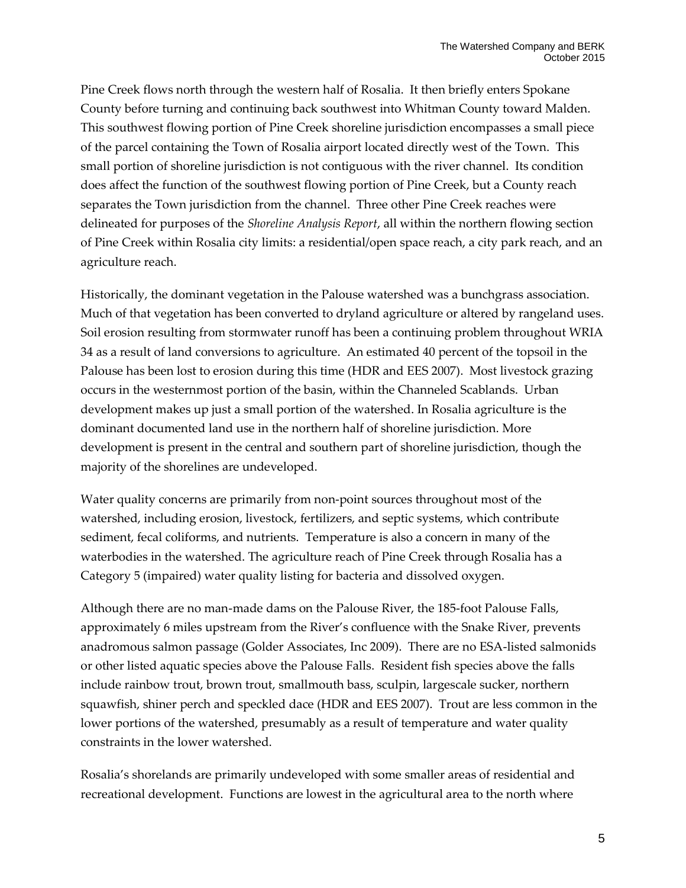Pine Creek flows north through the western half of Rosalia. It then briefly enters Spokane County before turning and continuing back southwest into Whitman County toward Malden. This southwest flowing portion of Pine Creek shoreline jurisdiction encompasses a small piece of the parcel containing the Town of Rosalia airport located directly west of the Town. This small portion of shoreline jurisdiction is not contiguous with the river channel. Its condition does affect the function of the southwest flowing portion of Pine Creek, but a County reach separates the Town jurisdiction from the channel. Three other Pine Creek reaches were delineated for purposes of the *Shoreline Analysis Report*, all within the northern flowing section of Pine Creek within Rosalia city limits: a residential/open space reach, a city park reach, and an agriculture reach.

Historically, the dominant vegetation in the Palouse watershed was a bunchgrass association. Much of that vegetation has been converted to dryland agriculture or altered by rangeland uses. Soil erosion resulting from stormwater runoff has been a continuing problem throughout WRIA 34 as a result of land conversions to agriculture. An estimated 40 percent of the topsoil in the Palouse has been lost to erosion during this time (HDR and EES 2007). Most livestock grazing occurs in the westernmost portion of the basin, within the Channeled Scablands. Urban development makes up just a small portion of the watershed. In Rosalia agriculture is the dominant documented land use in the northern half of shoreline jurisdiction. More development is present in the central and southern part of shoreline jurisdiction, though the majority of the shorelines are undeveloped.

Water quality concerns are primarily from non-point sources throughout most of the watershed, including erosion, livestock, fertilizers, and septic systems, which contribute sediment, fecal coliforms, and nutrients. Temperature is also a concern in many of the waterbodies in the watershed. The agriculture reach of Pine Creek through Rosalia has a Category 5 (impaired) water quality listing for bacteria and dissolved oxygen.

Although there are no man-made dams on the Palouse River, the 185-foot Palouse Falls, approximately 6 miles upstream from the River's confluence with the Snake River, prevents anadromous salmon passage (Golder Associates, Inc 2009). There are no ESA-listed salmonids or other listed aquatic species above the Palouse Falls. Resident fish species above the falls include rainbow trout, brown trout, smallmouth bass, sculpin, largescale sucker, northern squawfish, shiner perch and speckled dace (HDR and EES 2007). Trout are less common in the lower portions of the watershed, presumably as a result of temperature and water quality constraints in the lower watershed.

Rosalia's shorelands are primarily undeveloped with some smaller areas of residential and recreational development. Functions are lowest in the agricultural area to the north where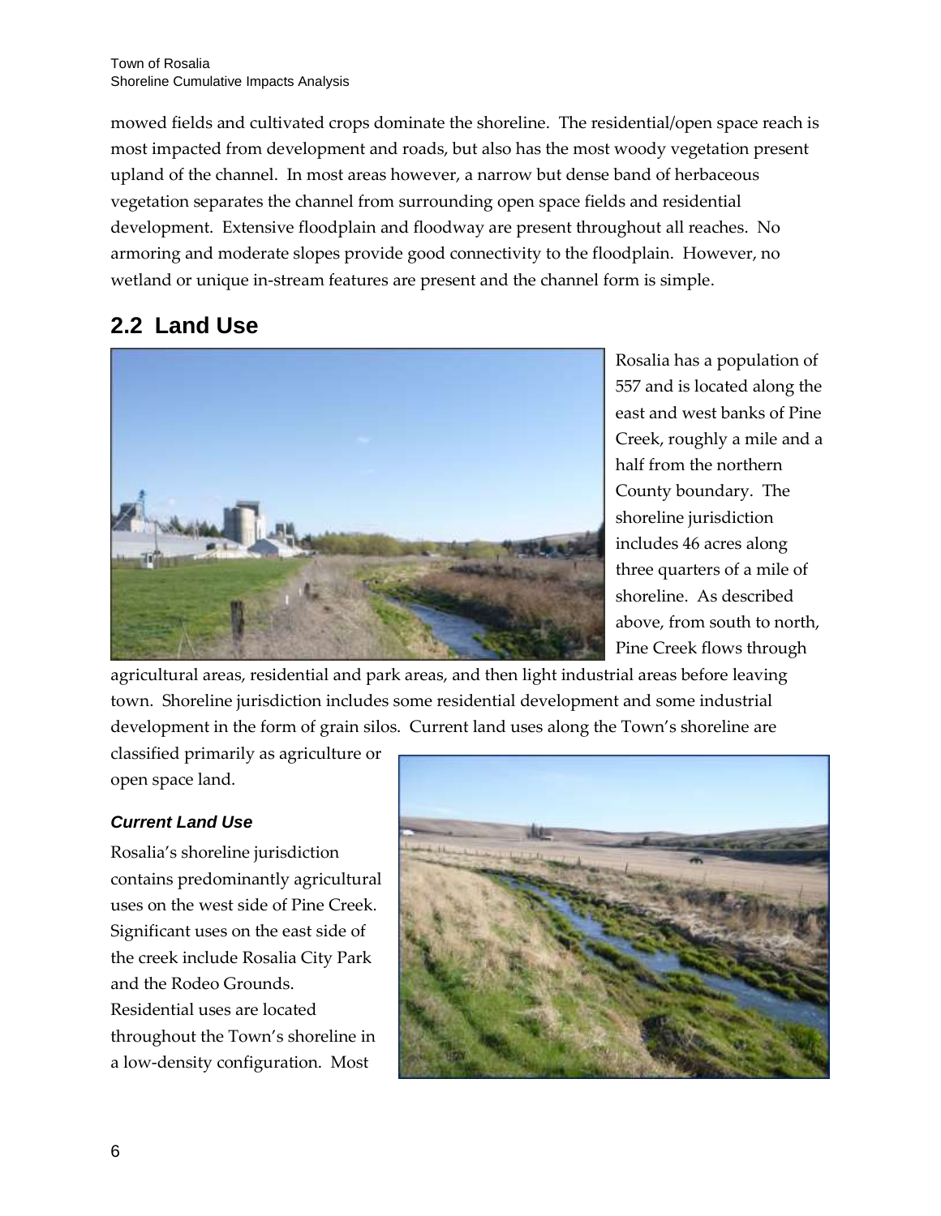mowed fields and cultivated crops dominate the shoreline. The residential/open space reach is most impacted from development and roads, but also has the most woody vegetation present upland of the channel. In most areas however, a narrow but dense band of herbaceous vegetation separates the channel from surrounding open space fields and residential development. Extensive floodplain and floodway are present throughout all reaches. No armoring and moderate slopes provide good connectivity to the floodplain. However, no wetland or unique in-stream features are present and the channel form is simple.

## 2.2 Land Use

Rosalia has a population of 557 and is located along the east and west banks of Pine Creek, roughly a mile and a half from the northern County boundary. The shoreline jurisdiction includes 46 acres along three quarters of a mile of shoreline. As described above, from south to north, Pine Creek flows through agricultural areas, residential and park areas, and then light industrial areas before leaving town. Shoreline jurisdiction includes some residential development and some industrial development in the form of grain silos. Current land uses along the Town's shoreline are classified primarily as agriculture or open space land.

### *Current Land Use*

Rosalia's shoreline jurisdiction contains predominantly agricultural uses on the west side of Pine Creek. Significant uses on the east side of the creek include Rosalia City Park and the Rodeo Grounds. Residential uses are located throughout the Town's shoreline in a low-density configuration. Most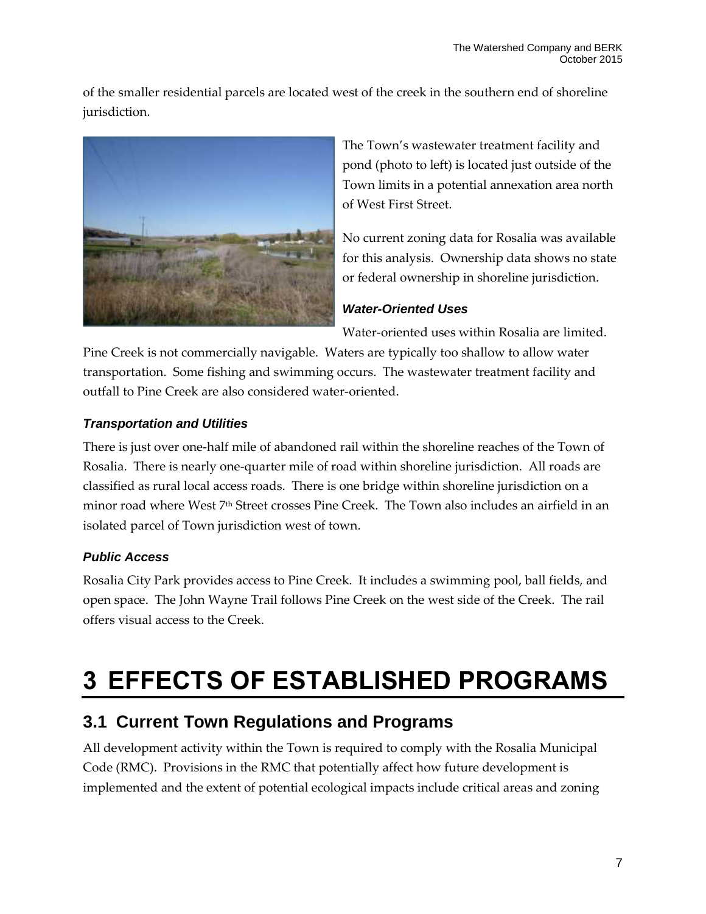of the smaller residential parcels are located west of the creek in the southern end of shoreline jurisdiction.

The Town's wastewater treatment facility and pond (photo to left) is located just outside of the Town limits in a potential annexation area north of West First Street.

No current zoning data for Rosalia was available for this analysis. Ownership data shows no state or federal ownership in shoreline jurisdiction.

#### *Water-Oriented Uses*

Water-oriented uses within Rosalia are limited. Pine Creek is not commercially navigable. Waters are typically too shallow to allow water transportation. Some fishing and swimming occurs. The wastewater treatment facility and outfall to Pine Creek are also considered water-oriented.

#### *Transportation and Utilities*

There is just over one-half mile of abandoned rail within the shoreline reaches of the Town of Rosalia. There is nearly one-quarter mile of road within shoreline jurisdiction. All roads are classified as rural local access roads. There is one bridge within shoreline jurisdiction on a minor road where West 7th Street crosses Pine Creek. The Town also includes an airfield in an isolated parcel of Town jurisdiction west of town.

#### *Public Access*

Rosalia City Park provides access to Pine Creek. It includes a swimming pool, ball fields, and open space. The John Wayne Trail follows Pine Creek on the west side of the Creek. The rail offers visual access to the Creek.

# 3 EFFECTS OF ESTABLISHED PROGRAMS

## 3.1 Current Town Regulations and Programs

All development activity within the Town is required to comply with the Rosalia Municipal Code (RMC). Provisions in the RMC that potentially affect how future development is implemented and the extent of potential ecological impacts include critical areas and zoning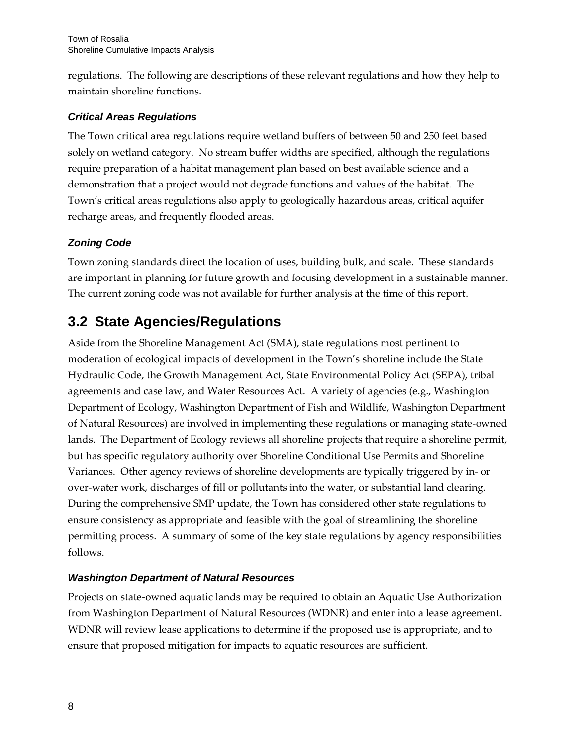regulations. The following are descriptions of these relevant regulations and how they help to maintain shoreline functions.

### *Critical Areas Regulations*

The Town critical area regulations require wetland buffers of between 50 and 250 feet based solely on wetland category. No stream buffer widths are specified, although the regulations require preparation of a habitat management plan based on best available science and a demonstration that a project would not degrade functions and values of the habitat. The Town's critical areas regulations also apply to geologically hazardous areas, critical aquifer recharge areas, and frequently flooded areas.

### *Zoning Code*

Town zoning standards direct the location of uses, building bulk, and scale. These standards are important in planning for future growth and focusing development in a sustainable manner. The current zoning code was not available for further analysis at the time of this report.

## 3.2 State Agencies/Regulations

Aside from the Shoreline Management Act (SMA), state regulations most pertinent to moderation of ecological impacts of development in the Town's shoreline include the State Hydraulic Code, the Growth Management Act, State Environmental Policy Act (SEPA), tribal agreements and case law, and Water Resources Act. A variety of agencies (e.g., Washington Department of Ecology, Washington Department of Fish and Wildlife, Washington Department of Natural Resources) are involved in implementing these regulations or managing state-owned lands. The Department of Ecology reviews all shoreline projects that require a shoreline permit, but has specific regulatory authority over Shoreline Conditional Use Permits and Shoreline Variances. Other agency reviews of shoreline developments are typically triggered by in- or over-water work, discharges of fill or pollutants into the water, or substantial land clearing. During the comprehensive SMP update, the Town has considered other state regulations to ensure consistency as appropriate and feasible with the goal of streamlining the shoreline permitting process. A summary of some of the key state regulations by agency responsibilities follows.

### *Washington Department of Natural Resources*

Projects on state-owned aquatic lands may be required to obtain an Aquatic Use Authorization from Washington Department of Natural Resources (WDNR) and enter into a lease agreement. WDNR will review lease applications to determine if the proposed use is appropriate, and to ensure that proposed mitigation for impacts to aquatic resources are sufficient.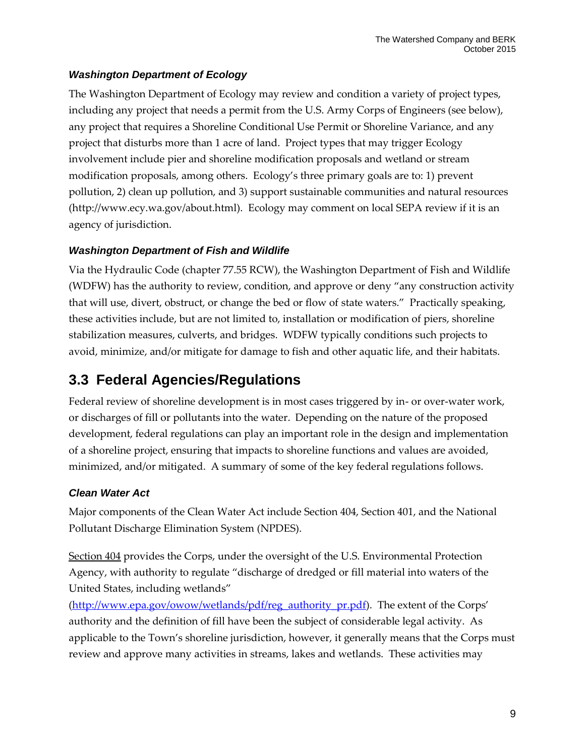### *Washington Department of Ecology*

The Washington Department of Ecology may review and condition a variety of project types, including any project that needs a permit from the U.S. Army Corps of Engineers (see below), any project that requires a Shoreline Conditional Use Permit or Shoreline Variance, and any project that disturbs more than 1 acre of land. Project types that may trigger Ecology involvement include pier and shoreline modification proposals and wetland or stream modification proposals, among others. Ecology's three primary goals are to: 1) prevent pollution, 2) clean up pollution, and 3) support sustainable communities and natural resources (http://www.ecy.wa.gov/about.html). Ecology may comment on local SEPA review if it is an agency of jurisdiction.

### *Washington Department of Fish and Wildlife*

Via the Hydraulic Code (chapter 77.55 RCW), the Washington Department of Fish and Wildlife (WDFW) has the authority to review, condition, and approve or deny "any construction activity that will use, divert, obstruct, or change the bed or flow of state waters." Practically speaking, these activities include, but are not limited to, installation or modification of piers, shoreline stabilization measures, culverts, and bridges. WDFW typically conditions such projects to avoid, minimize, and/or mitigate for damage to fish and other aquatic life, and their habitats.

## 3.3 Federal Agencies/Regulations

Federal review of shoreline development is in most cases triggered by in- or over-water work, or discharges of fill or pollutants into the water. Depending on the nature of the proposed development, federal regulations can play an important role in the design and implementation of a shoreline project, ensuring that impacts to shoreline functions and values are avoided, minimized, and/or mitigated. A summary of some of the key federal regulations follows.

### *Clean Water Act*

Major components of the Clean Water Act include Section 404, Section 401, and the National Pollutant Discharge Elimination System (NPDES).

Section 404 provides the Corps, under the oversight of the U.S. Environmental Protection Agency, with authority to regulate "discharge of dredged or fill material into waters of the United States, including wetlands" (http://www.epa.gov/owow/wetlands/pdf/reg_authority_pr.pdf). The extent of the Corps' authority and the definition of fill have been the subject of considerable legal activity. As applicable to the Town's shoreline jurisdiction, however, it generally means that the Corps must review and approve many activities in streams, lakes and wetlands. These activities may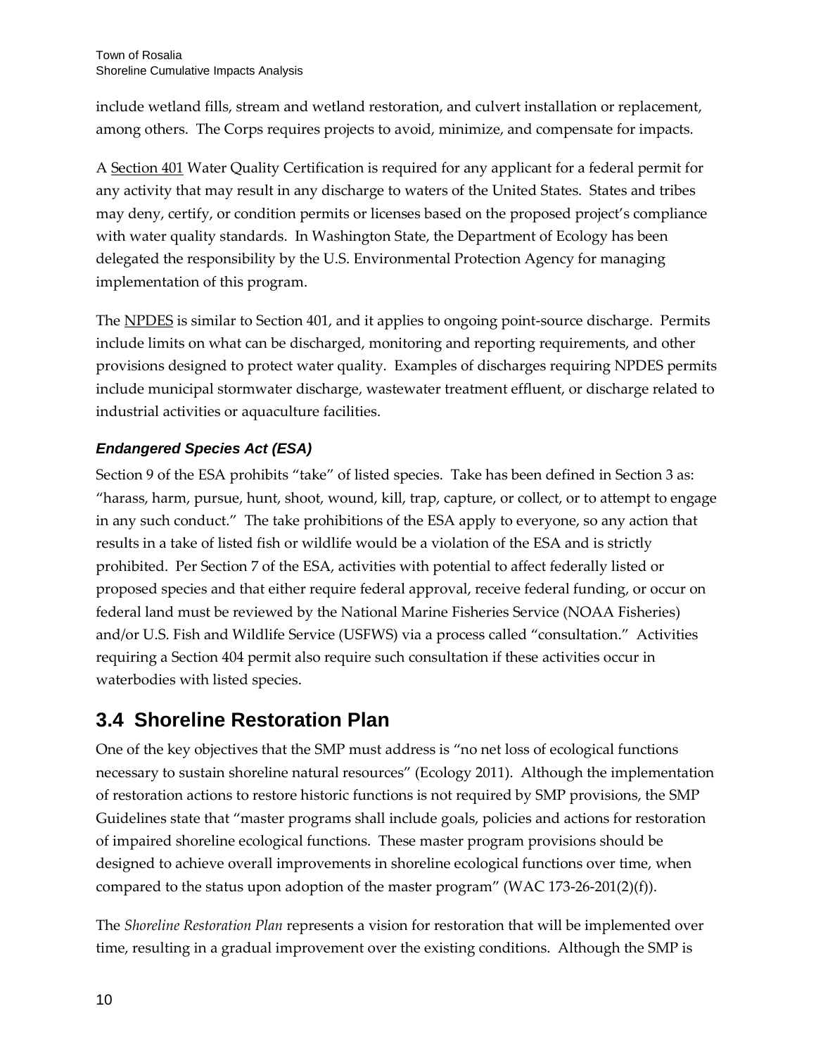include wetland fills, stream and wetland restoration, and culvert installation or replacement, among others. The Corps requires projects to avoid, minimize, and compensate for impacts.

A Section 401 Water Quality Certification is required for any applicant for a federal permit for any activity that may result in any discharge to waters of the United States. States and tribes may deny, certify, or condition permits or licenses based on the proposed project's compliance with water quality standards. In Washington State, the Department of Ecology has been delegated the responsibility by the U.S. Environmental Protection Agency for managing implementation of this program.

The NPDES is similar to Section 401, and it applies to ongoing point-source discharge. Permits include limits on what can be discharged, monitoring and reporting requirements, and other provisions designed to protect water quality. Examples of discharges requiring NPDES permits include municipal stormwater discharge, wastewater treatment effluent, or discharge related to industrial activities or aquaculture facilities.

#### *Endangered Species Act (ESA)*

Section 9 of the ESA prohibits "take" of listed species. Take has been defined in Section 3 as: "harass, harm, pursue, hunt, shoot, wound, kill, trap, capture, or collect, or to attempt to engage in any such conduct." The take prohibitions of the ESA apply to everyone, so any action that results in a take of listed fish or wildlife would be a violation of the ESA and is strictly prohibited. Per Section 7 of the ESA, activities with potential to affect federally listed or proposed species and that either require federal approval, receive federal funding, or occur on federal land must be reviewed by the National Marine Fisheries Service (NOAA Fisheries) and/or U.S. Fish and Wildlife Service (USFWS) via a process called "consultation." Activities requiring a Section 404 permit also require such consultation if these activities occur in waterbodies with listed species.

## 3.4 Shoreline Restoration Plan

One of the key objectives that the SMP must address is "no net loss of ecological functions necessary to sustain shoreline natural resources" (Ecology 2011). Although the implementation of restoration actions to restore historic functions is not required by SMP provisions, the SMP Guidelines state that "master programs shall include goals, policies and actions for restoration of impaired shoreline ecological functions. These master program provisions should be designed to achieve overall improvements in shoreline ecological functions over time, when compared to the status upon adoption of the master program" (WAC 173-26-201(2)(f)).

The *Shoreline Restoration Plan* represents a vision for restoration that will be implemented over time, resulting in a gradual improvement over the existing conditions. Although the SMP is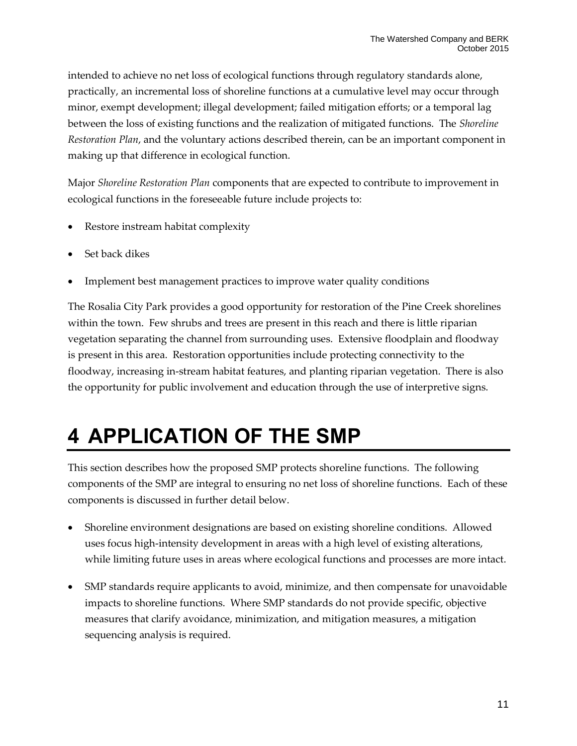intended to achieve no net loss of ecological functions through regulatory standards alone, practically, an incremental loss of shoreline functions at a cumulative level may occur through minor, exempt development; illegal development; failed mitigation efforts; or a temporal lag between the loss of existing functions and the realization of mitigated functions. The *Shoreline Restoration Plan*, and the voluntary actions described therein, can be an important component in making up that difference in ecological function.

Major *Shoreline Restoration Plan* components that are expected to contribute to improvement in ecological functions in the foreseeable future include projects to:

- Restore instream habitat complexity
- Set back dikes
- Implement best management practices to improve water quality conditions

The Rosalia City Park provides a good opportunity for restoration of the Pine Creek shorelines within the town. Few shrubs and trees are present in this reach and there is little riparian vegetation separating the channel from surrounding uses. Extensive floodplain and floodway is present in this area. Restoration opportunities include protecting connectivity to the floodway, increasing in-stream habitat features, and planting riparian vegetation. There is also the opportunity for public involvement and education through the use of interpretive signs.

# 4 APPLICATION OF THE SMP

This section describes how the proposed SMP protects shoreline functions. The following components of the SMP are integral to ensuring no net loss of shoreline functions. Each of these components is discussed in further detail below.

- Shoreline environment designations are based on existing shoreline conditions. Allowed uses focus high-intensity development in areas with a high level of existing alterations, while limiting future uses in areas where ecological functions and processes are more intact.
- SMP standards require applicants to avoid, minimize, and then compensate for unavoidable impacts to shoreline functions. Where SMP standards do not provide specific, objective measures that clarify avoidance, minimization, and mitigation measures, a mitigation sequencing analysis is required.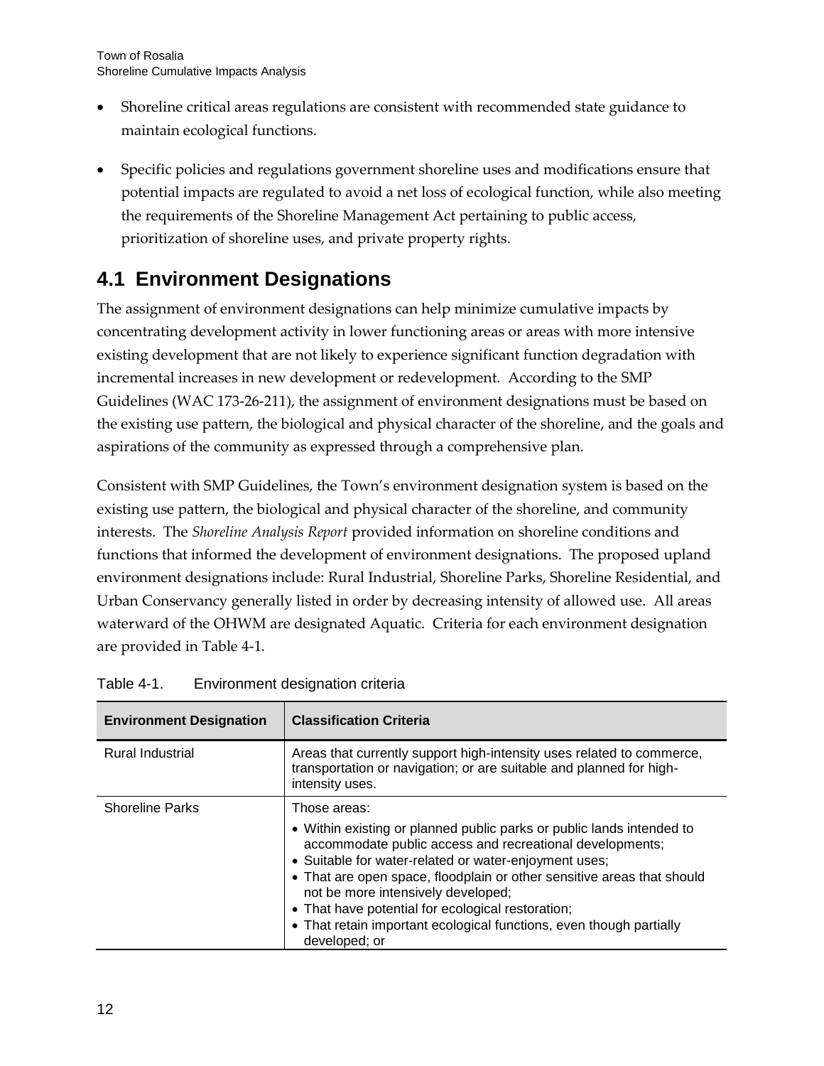- Shoreline critical areas regulations are consistent with recommended state guidance to maintain ecological functions.

- Specific policies and regulations government shoreline uses and modifications ensure that potential impacts are regulated to avoid a net loss of ecological function, while also meeting the requirements of the Shoreline Management Act pertaining to public access, prioritization of shoreline uses, and private property rights.

## 4.1 Environment Designations

The assignment of environment designations can help minimize cumulative impacts by concentrating development activity in lower functioning areas or areas with more intensive existing development that are not likely to experience significant function degradation with incremental increases in new development or redevelopment. According to the SMP Guidelines (WAC 173-26-211), the assignment of environment designations must be based on the existing use pattern, the biological and physical character of the shoreline, and the goals and aspirations of the community as expressed through a comprehensive plan.

Consistent with SMP Guidelines, the Town's environment designation system is based on the existing use pattern, the biological and physical character of the shoreline, and community interests. The *Shoreline Analysis Report* provided information on shoreline conditions and functions that informed the development of environment designations. The proposed upland environment designations include: Rural Industrial, Shoreline Parks, Shoreline Residential, and Urban Conservancy generally listed in order by decreasing intensity of allowed use. All areas waterward of the OHWM are designated Aquatic. Criteria for each environment designation are provided in Table 4-1.

Table 4-1. Environment designation criteria

| Environment Designation | Classification Criteria |
|---|---|
| Rural Industrial | Areas that currently support high-intensity uses related to commerce, transportation or navigation; or are suitable and planned for high-intensity uses. |
| Shoreline Parks | Those areas:<br>• Within existing or planned public parks or public lands intended to accommodate public access and recreational developments;<br>• Suitable for water-related or water-enjoyment uses;<br>• That are open space, floodplain or other sensitive areas that should not be more intensively developed;<br>• That have potential for ecological restoration;<br>• That retain important ecological functions, even though partially developed; or |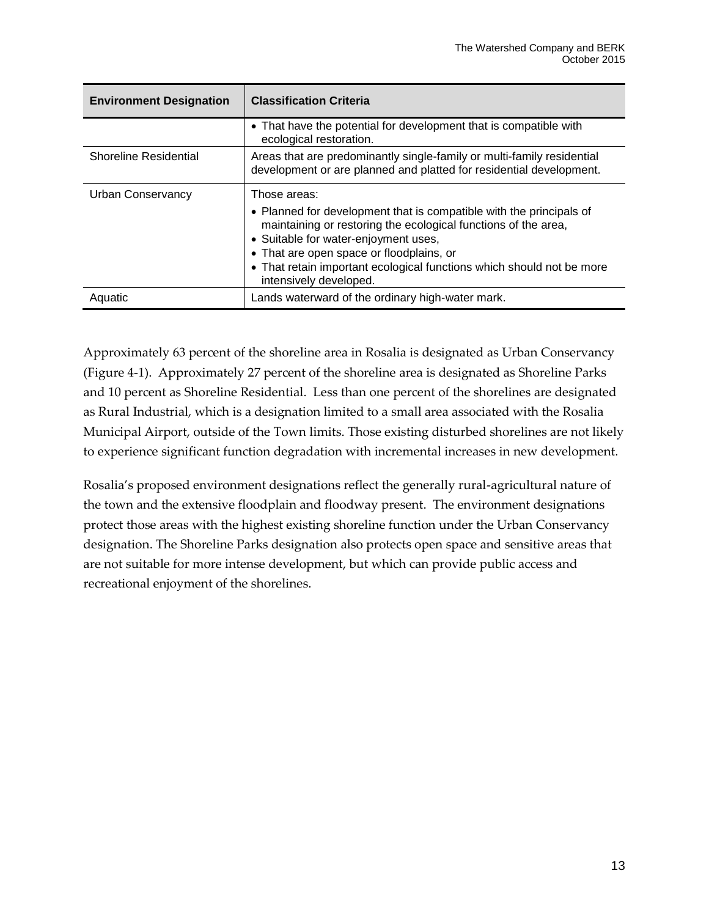| Environment Designation | Classification Criteria |
| --- | --- |
| | • That have the potential for development that is compatible with ecological restoration. |
| Shoreline Residential | Areas that are predominantly single-family or multi-family residential development or are planned and platted for residential development. |
| Urban Conservancy | Those areas:<br>• Planned for development that is compatible with the principals of maintaining or restoring the ecological functions of the area,<br>• Suitable for water-enjoyment uses,<br>• That are open space or floodplains, or<br>• That retain important ecological functions which should not be more intensively developed. |
| Aquatic | Lands waterward of the ordinary high-water mark. |

Approximately 63 percent of the shoreline area in Rosalia is designated as Urban Conservancy (Figure 4-1). Approximately 27 percent of the shoreline area is designated as Shoreline Parks and 10 percent as Shoreline Residential. Less than one percent of the shorelines are designated as Rural Industrial, which is a designation limited to a small area associated with the Rosalia Municipal Airport, outside of the Town limits. Those existing disturbed shorelines are not likely to experience significant function degradation with incremental increases in new development.

Rosalia's proposed environment designations reflect the generally rural-agricultural nature of the town and the extensive floodplain and floodway present. The environment designations protect those areas with the highest existing shoreline function under the Urban Conservancy designation. The Shoreline Parks designation also protects open space and sensitive areas that are not suitable for more intense development, but which can provide public access and recreational enjoyment of the shorelines.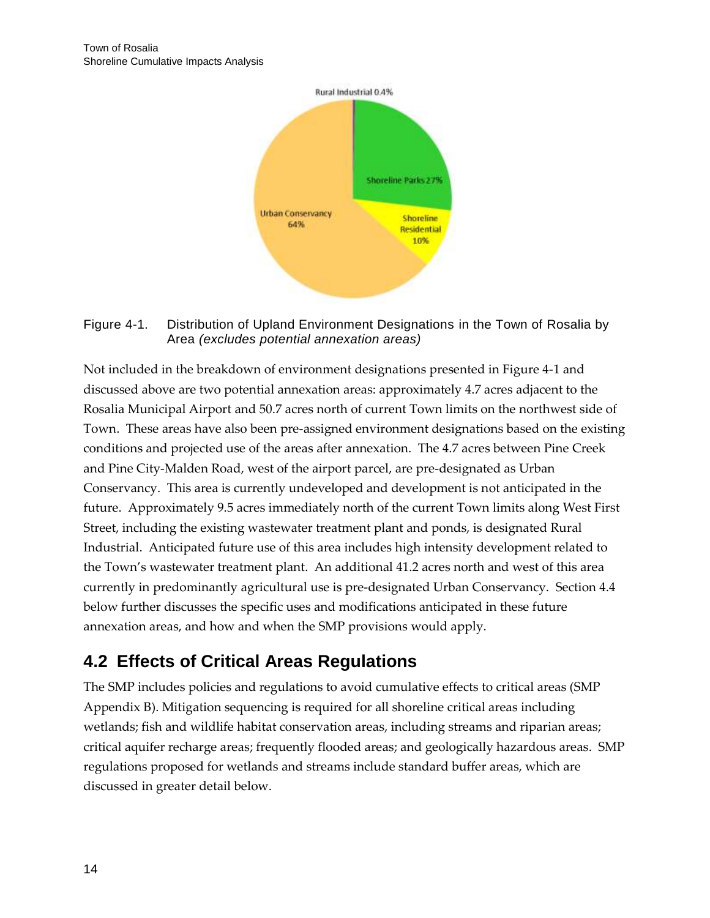Figure 4-1. Distribution of Upland Environment Designations in the Town of Rosalia by Area *(excludes potential annexation areas)*

Not included in the breakdown of environment designations presented in Figure 4-1 and discussed above are two potential annexation areas: approximately 4.7 acres adjacent to the Rosalia Municipal Airport and 50.7 acres north of current Town limits on the northwest side of Town. These areas have also been pre-assigned environment designations based on the existing conditions and projected use of the areas after annexation. The 4.7 acres between Pine Creek and Pine City-Malden Road, west of the airport parcel, are pre-designated as Urban Conservancy. This area is currently undeveloped and development is not anticipated in the future. Approximately 9.5 acres immediately north of the current Town limits along West First Street, including the existing wastewater treatment plant and ponds, is designated Rural Industrial. Anticipated future use of this area includes high intensity development related to the Town's wastewater treatment plant. An additional 41.2 acres north and west of this area currently in predominantly agricultural use is pre-designated Urban Conservancy. Section 4.4 below further discusses the specific uses and modifications anticipated in these future annexation areas, and how and when the SMP provisions would apply.

## 4.2 Effects of Critical Areas Regulations

The SMP includes policies and regulations to avoid cumulative effects to critical areas (SMP Appendix B). Mitigation sequencing is required for all shoreline critical areas including wetlands; fish and wildlife habitat conservation areas, including streams and riparian areas; critical aquifer recharge areas; frequently flooded areas; and geologically hazardous areas. SMP regulations proposed for wetlands and streams include standard buffer areas, which are discussed in greater detail below.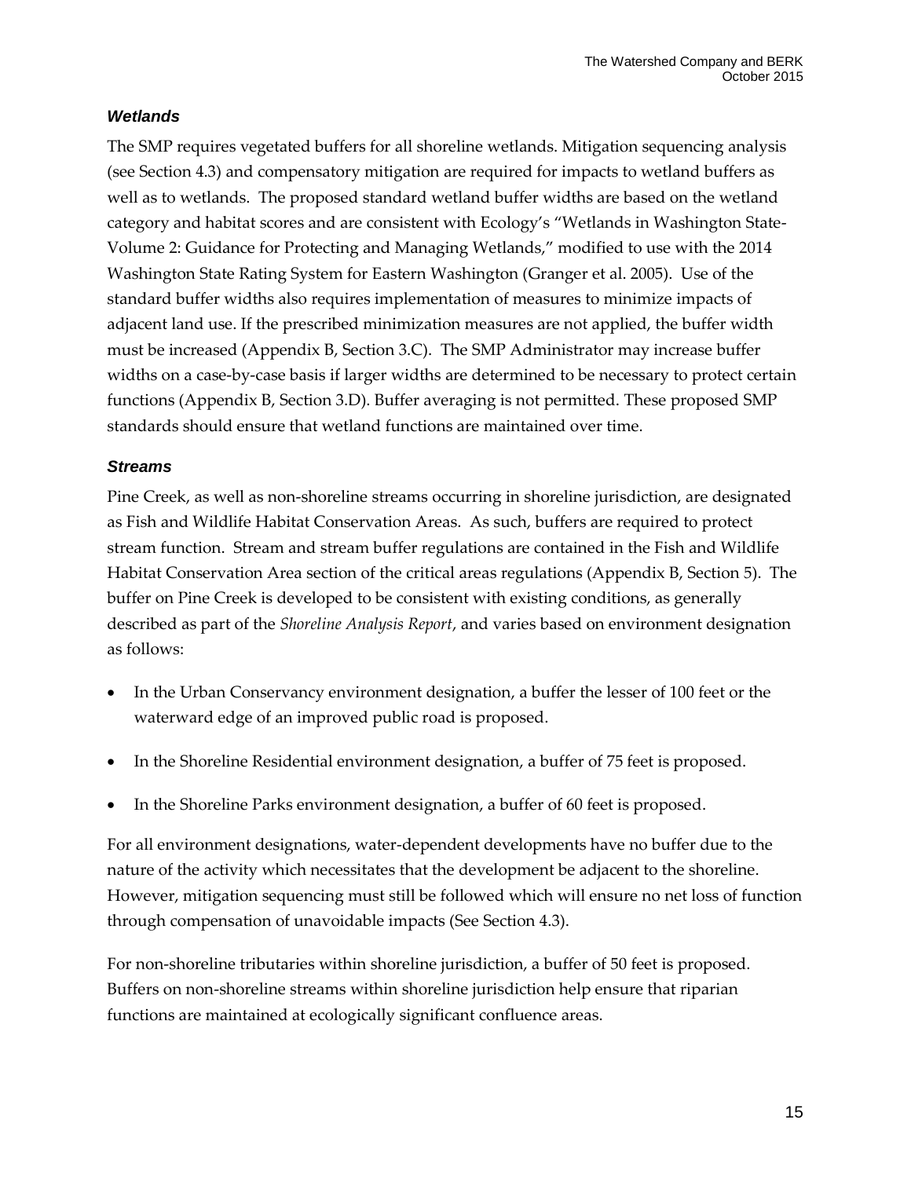### *Wetlands*

The SMP requires vegetated buffers for all shoreline wetlands. Mitigation sequencing analysis (see Section 4.3) and compensatory mitigation are required for impacts to wetland buffers as well as to wetlands. The proposed standard wetland buffer widths are based on the wetland category and habitat scores and are consistent with Ecology's "Wetlands in Washington State-Volume 2: Guidance for Protecting and Managing Wetlands," modified to use with the 2014 Washington State Rating System for Eastern Washington (Granger et al. 2005). Use of the standard buffer widths also requires implementation of measures to minimize impacts of adjacent land use. If the prescribed minimization measures are not applied, the buffer width must be increased (Appendix B, Section 3.C). The SMP Administrator may increase buffer widths on a case-by-case basis if larger widths are determined to be necessary to protect certain functions (Appendix B, Section 3.D). Buffer averaging is not permitted. These proposed SMP standards should ensure that wetland functions are maintained over time.

### *Streams*

Pine Creek, as well as non-shoreline streams occurring in shoreline jurisdiction, are designated as Fish and Wildlife Habitat Conservation Areas. As such, buffers are required to protect stream function. Stream and stream buffer regulations are contained in the Fish and Wildlife Habitat Conservation Area section of the critical areas regulations (Appendix B, Section 5). The buffer on Pine Creek is developed to be consistent with existing conditions, as generally described as part of the *Shoreline Analysis Report*, and varies based on environment designation as follows:

- In the Urban Conservancy environment designation, a buffer the lesser of 100 feet or the waterward edge of an improved public road is proposed.
- In the Shoreline Residential environment designation, a buffer of 75 feet is proposed.
- In the Shoreline Parks environment designation, a buffer of 60 feet is proposed.

For all environment designations, water-dependent developments have no buffer due to the nature of the activity which necessitates that the development be adjacent to the shoreline. However, mitigation sequencing must still be followed which will ensure no net loss of function through compensation of unavoidable impacts (See Section 4.3).

For non-shoreline tributaries within shoreline jurisdiction, a buffer of 50 feet is proposed. Buffers on non-shoreline streams within shoreline jurisdiction help ensure that riparian functions are maintained at ecologically significant confluence areas.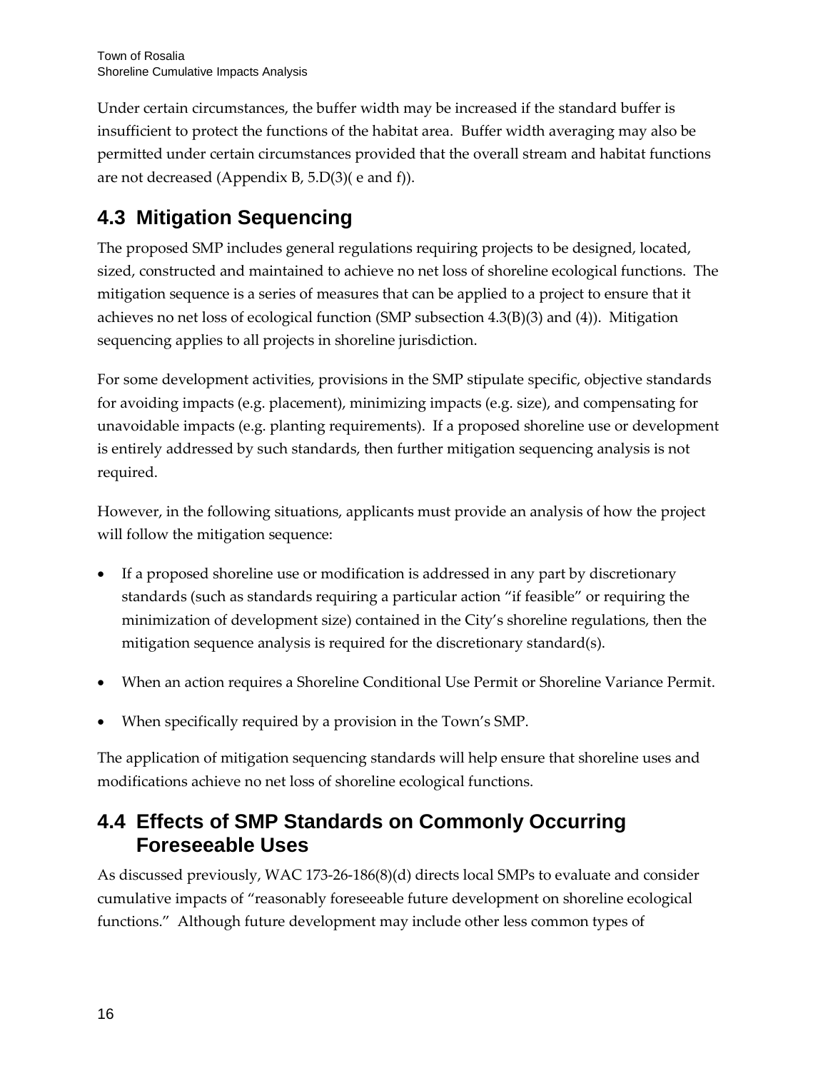Under certain circumstances, the buffer width may be increased if the standard buffer is insufficient to protect the functions of the habitat area. Buffer width averaging may also be permitted under certain circumstances provided that the overall stream and habitat functions are not decreased (Appendix B, 5.D(3)( e and f)).

## 4.3 Mitigation Sequencing

The proposed SMP includes general regulations requiring projects to be designed, located, sized, constructed and maintained to achieve no net loss of shoreline ecological functions. The mitigation sequence is a series of measures that can be applied to a project to ensure that it achieves no net loss of ecological function (SMP subsection 4.3(B)(3) and (4)). Mitigation sequencing applies to all projects in shoreline jurisdiction.

For some development activities, provisions in the SMP stipulate specific, objective standards for avoiding impacts (e.g. placement), minimizing impacts (e.g. size), and compensating for unavoidable impacts (e.g. planting requirements). If a proposed shoreline use or development is entirely addressed by such standards, then further mitigation sequencing analysis is not required.

However, in the following situations, applicants must provide an analysis of how the project will follow the mitigation sequence:

- If a proposed shoreline use or modification is addressed in any part by discretionary standards (such as standards requiring a particular action "if feasible" or requiring the minimization of development size) contained in the City's shoreline regulations, then the mitigation sequence analysis is required for the discretionary standard(s).
- When an action requires a Shoreline Conditional Use Permit or Shoreline Variance Permit.
- When specifically required by a provision in the Town's SMP.

The application of mitigation sequencing standards will help ensure that shoreline uses and modifications achieve no net loss of shoreline ecological functions.

## 4.4 Effects of SMP Standards on Commonly Occurring Foreseeable Uses

As discussed previously, WAC 173-26-186(8)(d) directs local SMPs to evaluate and consider cumulative impacts of "reasonably foreseeable future development on shoreline ecological functions." Although future development may include other less common types of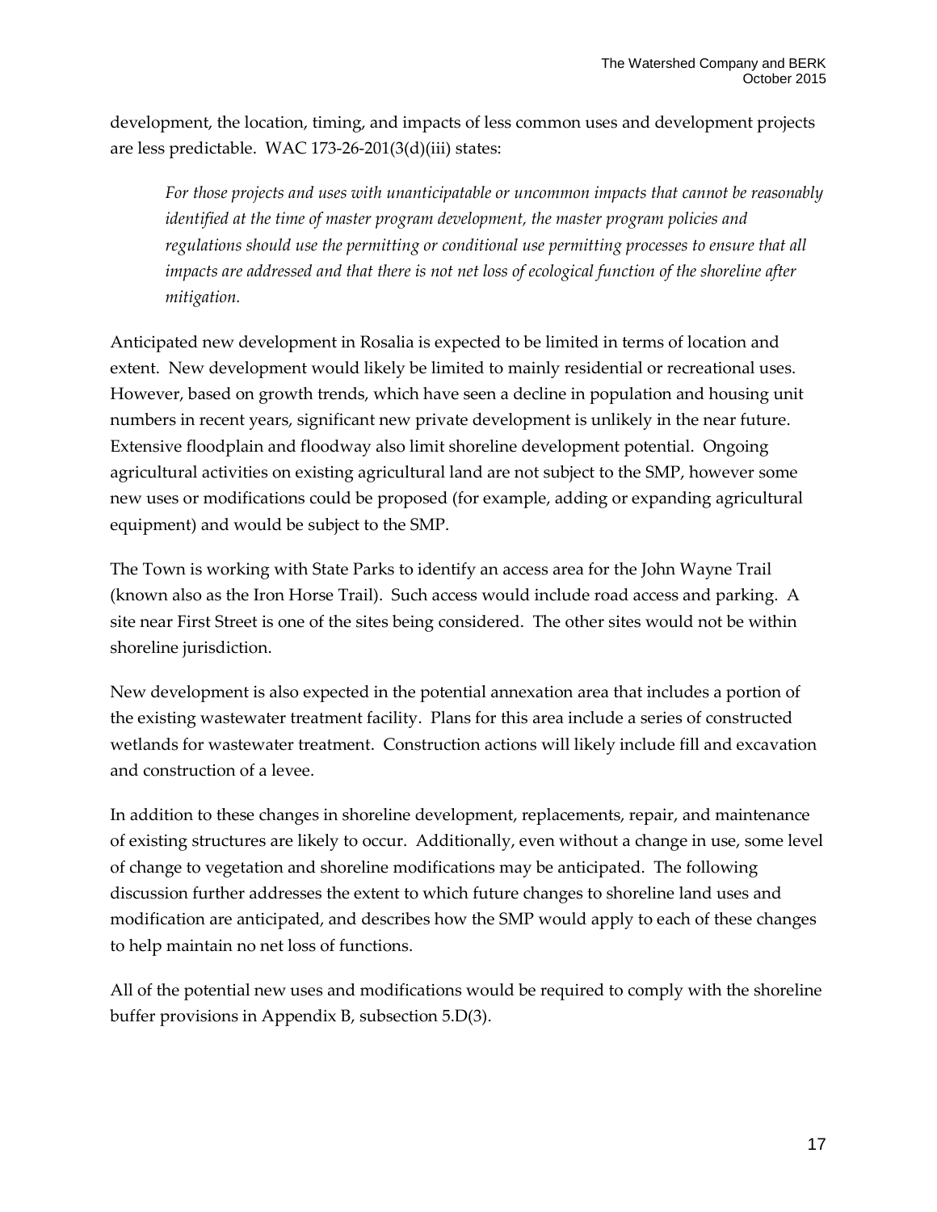development, the location, timing, and impacts of less common uses and development projects are less predictable. WAC 173-26-201(3(d)(iii) states:

> *For those projects and uses with unanticipatable or uncommon impacts that cannot be reasonably identified at the time of master program development, the master program policies and regulations should use the permitting or conditional use permitting processes to ensure that all impacts are addressed and that there is not net loss of ecological function of the shoreline after mitigation.*

Anticipated new development in Rosalia is expected to be limited in terms of location and extent. New development would likely be limited to mainly residential or recreational uses. However, based on growth trends, which have seen a decline in population and housing unit numbers in recent years, significant new private development is unlikely in the near future. Extensive floodplain and floodway also limit shoreline development potential. Ongoing agricultural activities on existing agricultural land are not subject to the SMP, however some new uses or modifications could be proposed (for example, adding or expanding agricultural equipment) and would be subject to the SMP.

The Town is working with State Parks to identify an access area for the John Wayne Trail (known also as the Iron Horse Trail). Such access would include road access and parking. A site near First Street is one of the sites being considered. The other sites would not be within shoreline jurisdiction.

New development is also expected in the potential annexation area that includes a portion of the existing wastewater treatment facility. Plans for this area include a series of constructed wetlands for wastewater treatment. Construction actions will likely include fill and excavation and construction of a levee.

In addition to these changes in shoreline development, replacements, repair, and maintenance of existing structures are likely to occur. Additionally, even without a change in use, some level of change to vegetation and shoreline modifications may be anticipated. The following discussion further addresses the extent to which future changes to shoreline land uses and modification are anticipated, and describes how the SMP would apply to each of these changes to help maintain no net loss of functions.

All of the potential new uses and modifications would be required to comply with the shoreline buffer provisions in Appendix B, subsection 5.D(3).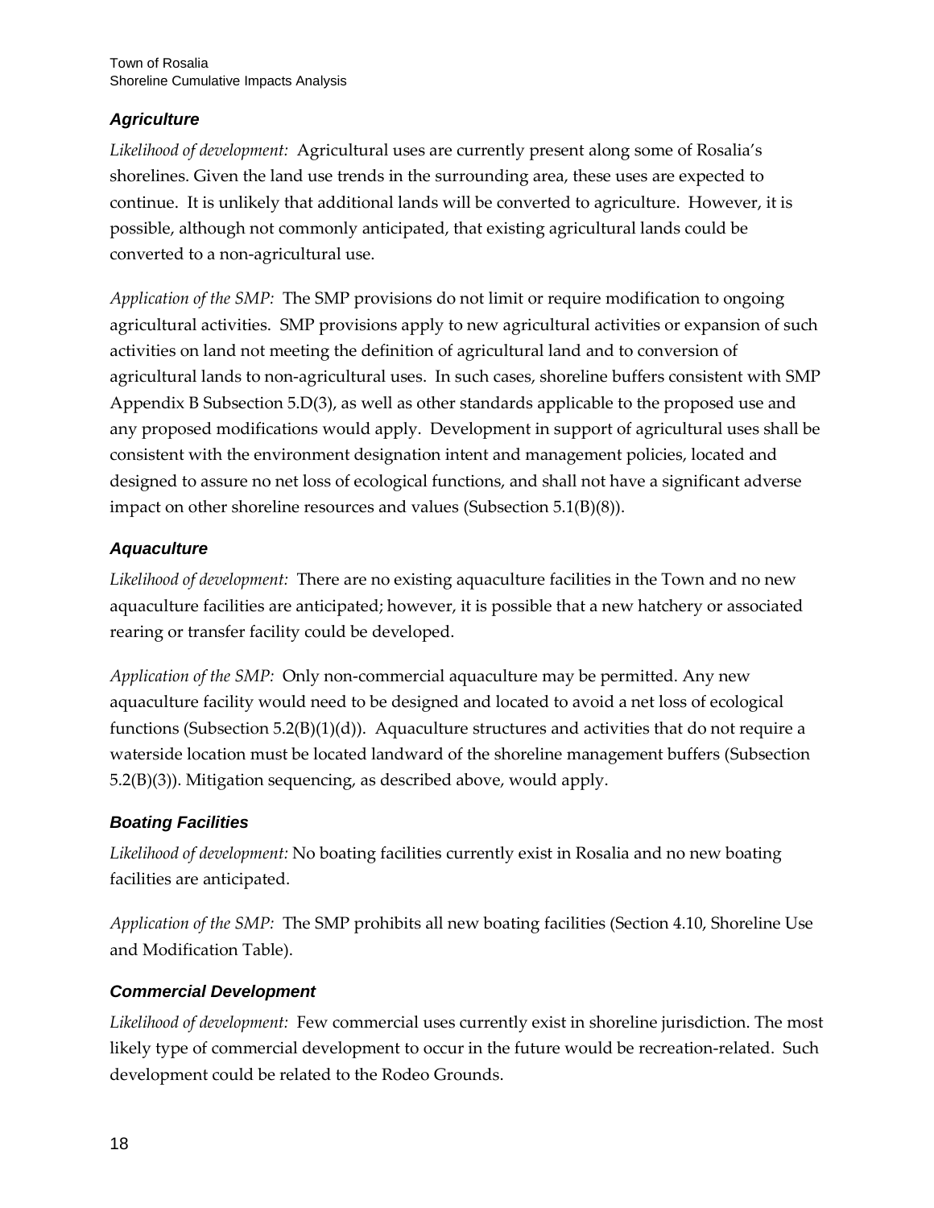### *Agriculture*

*Likelihood of development:* Agricultural uses are currently present along some of Rosalia's shorelines. Given the land use trends in the surrounding area, these uses are expected to continue. It is unlikely that additional lands will be converted to agriculture. However, it is possible, although not commonly anticipated, that existing agricultural lands could be converted to a non-agricultural use.

*Application of the SMP:* The SMP provisions do not limit or require modification to ongoing agricultural activities. SMP provisions apply to new agricultural activities or expansion of such activities on land not meeting the definition of agricultural land and to conversion of agricultural lands to non-agricultural uses. In such cases, shoreline buffers consistent with SMP Appendix B Subsection 5.D(3), as well as other standards applicable to the proposed use and any proposed modifications would apply. Development in support of agricultural uses shall be consistent with the environment designation intent and management policies, located and designed to assure no net loss of ecological functions, and shall not have a significant adverse impact on other shoreline resources and values (Subsection 5.1(B)(8)).

### *Aquaculture*

*Likelihood of development:* There are no existing aquaculture facilities in the Town and no new aquaculture facilities are anticipated; however, it is possible that a new hatchery or associated rearing or transfer facility could be developed.

*Application of the SMP:* Only non-commercial aquaculture may be permitted. Any new aquaculture facility would need to be designed and located to avoid a net loss of ecological functions (Subsection 5.2(B)(1)(d)). Aquaculture structures and activities that do not require a waterside location must be located landward of the shoreline management buffers (Subsection 5.2(B)(3)). Mitigation sequencing, as described above, would apply.

### *Boating Facilities*

*Likelihood of development:* No boating facilities currently exist in Rosalia and no new boating facilities are anticipated.

*Application of the SMP:* The SMP prohibits all new boating facilities (Section 4.10, Shoreline Use and Modification Table).

### *Commercial Development*

*Likelihood of development:* Few commercial uses currently exist in shoreline jurisdiction. The most likely type of commercial development to occur in the future would be recreation-related. Such development could be related to the Rodeo Grounds.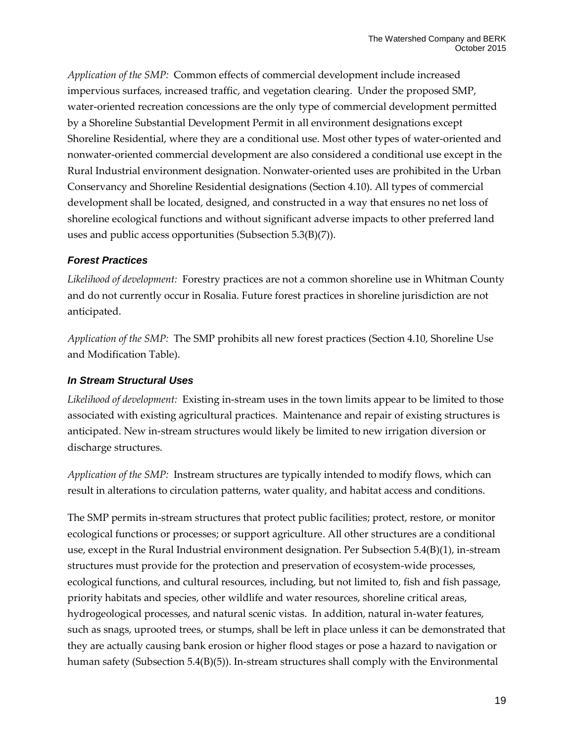*Application of the SMP:* Common effects of commercial development include increased impervious surfaces, increased traffic, and vegetation clearing. Under the proposed SMP, water-oriented recreation concessions are the only type of commercial development permitted by a Shoreline Substantial Development Permit in all environment designations except Shoreline Residential, where they are a conditional use. Most other types of water-oriented and nonwater-oriented commercial development are also considered a conditional use except in the Rural Industrial environment designation. Nonwater-oriented uses are prohibited in the Urban Conservancy and Shoreline Residential designations (Section 4.10). All types of commercial development shall be located, designed, and constructed in a way that ensures no net loss of shoreline ecological functions and without significant adverse impacts to other preferred land uses and public access opportunities (Subsection 5.3(B)(7)).

### *Forest Practices*

*Likelihood of development:* Forestry practices are not a common shoreline use in Whitman County and do not currently occur in Rosalia. Future forest practices in shoreline jurisdiction are not anticipated.

*Application of the SMP:* The SMP prohibits all new forest practices (Section 4.10, Shoreline Use and Modification Table).

### *In Stream Structural Uses*

*Likelihood of development:* Existing in-stream uses in the town limits appear to be limited to those associated with existing agricultural practices. Maintenance and repair of existing structures is anticipated. New in-stream structures would likely be limited to new irrigation diversion or discharge structures.

*Application of the SMP:* Instream structures are typically intended to modify flows, which can result in alterations to circulation patterns, water quality, and habitat access and conditions.

The SMP permits in-stream structures that protect public facilities; protect, restore, or monitor ecological functions or processes; or support agriculture. All other structures are a conditional use, except in the Rural Industrial environment designation. Per Subsection 5.4(B)(1), in-stream structures must provide for the protection and preservation of ecosystem-wide processes, ecological functions, and cultural resources, including, but not limited to, fish and fish passage, priority habitats and species, other wildlife and water resources, shoreline critical areas, hydrogeological processes, and natural scenic vistas. In addition, natural in-water features, such as snags, uprooted trees, or stumps, shall be left in place unless it can be demonstrated that they are actually causing bank erosion or higher flood stages or pose a hazard to navigation or human safety (Subsection 5.4(B)(5)). In-stream structures shall comply with the Environmental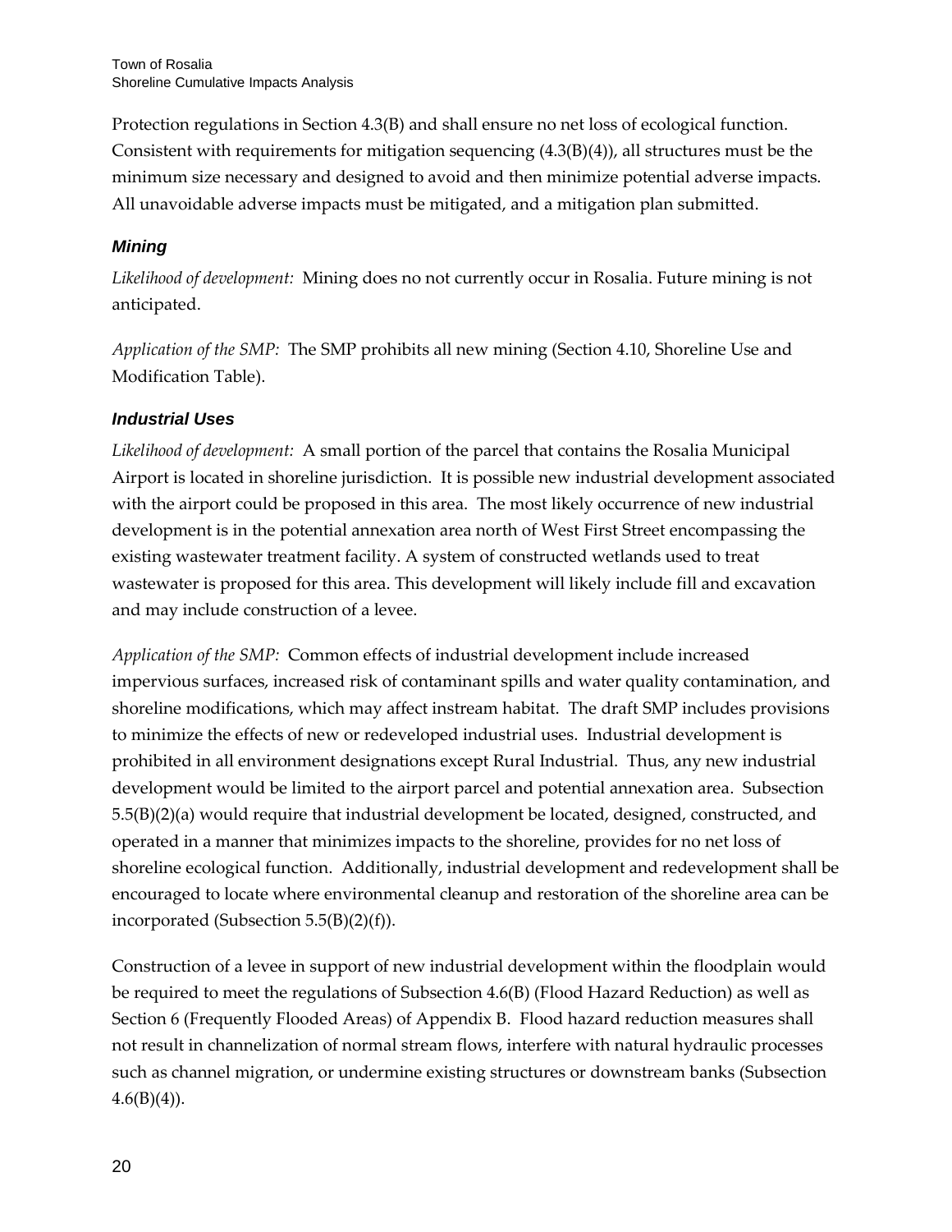Protection regulations in Section 4.3(B) and shall ensure no net loss of ecological function. Consistent with requirements for mitigation sequencing (4.3(B)(4)), all structures must be the minimum size necessary and designed to avoid and then minimize potential adverse impacts. All unavoidable adverse impacts must be mitigated, and a mitigation plan submitted.

### *Mining*

*Likelihood of development:* Mining does no not currently occur in Rosalia. Future mining is not anticipated.

*Application of the SMP:* The SMP prohibits all new mining (Section 4.10, Shoreline Use and Modification Table).

### *Industrial Uses*

*Likelihood of development:* A small portion of the parcel that contains the Rosalia Municipal Airport is located in shoreline jurisdiction. It is possible new industrial development associated with the airport could be proposed in this area. The most likely occurrence of new industrial development is in the potential annexation area north of West First Street encompassing the existing wastewater treatment facility. A system of constructed wetlands used to treat wastewater is proposed for this area. This development will likely include fill and excavation and may include construction of a levee.

*Application of the SMP:* Common effects of industrial development include increased impervious surfaces, increased risk of contaminant spills and water quality contamination, and shoreline modifications, which may affect instream habitat. The draft SMP includes provisions to minimize the effects of new or redeveloped industrial uses. Industrial development is prohibited in all environment designations except Rural Industrial. Thus, any new industrial development would be limited to the airport parcel and potential annexation area. Subsection 5.5(B)(2)(a) would require that industrial development be located, designed, constructed, and operated in a manner that minimizes impacts to the shoreline, provides for no net loss of shoreline ecological function. Additionally, industrial development and redevelopment shall be encouraged to locate where environmental cleanup and restoration of the shoreline area can be incorporated (Subsection 5.5(B)(2)(f)).

Construction of a levee in support of new industrial development within the floodplain would be required to meet the regulations of Subsection 4.6(B) (Flood Hazard Reduction) as well as Section 6 (Frequently Flooded Areas) of Appendix B. Flood hazard reduction measures shall not result in channelization of normal stream flows, interfere with natural hydraulic processes such as channel migration, or undermine existing structures or downstream banks (Subsection 4.6(B)(4)).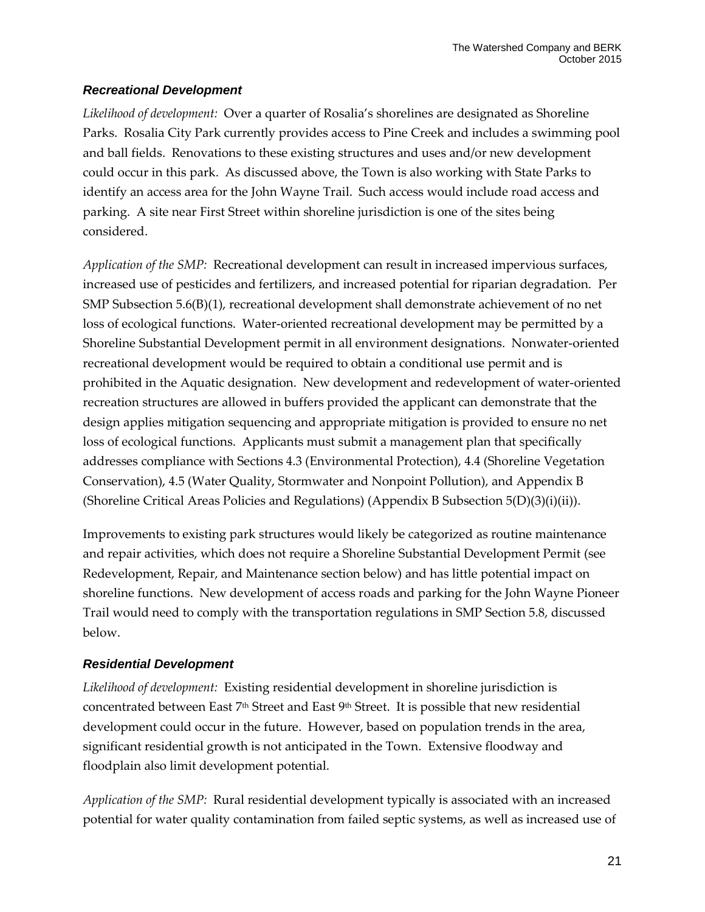### *Recreational Development*

*Likelihood of development:* Over a quarter of Rosalia's shorelines are designated as Shoreline Parks. Rosalia City Park currently provides access to Pine Creek and includes a swimming pool and ball fields. Renovations to these existing structures and uses and/or new development could occur in this park. As discussed above, the Town is also working with State Parks to identify an access area for the John Wayne Trail. Such access would include road access and parking. A site near First Street within shoreline jurisdiction is one of the sites being considered.

*Application of the SMP:* Recreational development can result in increased impervious surfaces, increased use of pesticides and fertilizers, and increased potential for riparian degradation. Per SMP Subsection 5.6(B)(1), recreational development shall demonstrate achievement of no net loss of ecological functions. Water-oriented recreational development may be permitted by a Shoreline Substantial Development permit in all environment designations. Nonwater-oriented recreational development would be required to obtain a conditional use permit and is prohibited in the Aquatic designation. New development and redevelopment of water-oriented recreation structures are allowed in buffers provided the applicant can demonstrate that the design applies mitigation sequencing and appropriate mitigation is provided to ensure no net loss of ecological functions. Applicants must submit a management plan that specifically addresses compliance with Sections 4.3 (Environmental Protection), 4.4 (Shoreline Vegetation Conservation), 4.5 (Water Quality, Stormwater and Nonpoint Pollution), and Appendix B (Shoreline Critical Areas Policies and Regulations) (Appendix B Subsection 5(D)(3)(i)(ii)).

Improvements to existing park structures would likely be categorized as routine maintenance and repair activities, which does not require a Shoreline Substantial Development Permit (see Redevelopment, Repair, and Maintenance section below) and has little potential impact on shoreline functions. New development of access roads and parking for the John Wayne Pioneer Trail would need to comply with the transportation regulations in SMP Section 5.8, discussed below.

### *Residential Development*

*Likelihood of development:* Existing residential development in shoreline jurisdiction is concentrated between East 7th Street and East 9th Street. It is possible that new residential development could occur in the future. However, based on population trends in the area, significant residential growth is not anticipated in the Town. Extensive floodway and floodplain also limit development potential.

*Application of the SMP:* Rural residential development typically is associated with an increased potential for water quality contamination from failed septic systems, as well as increased use of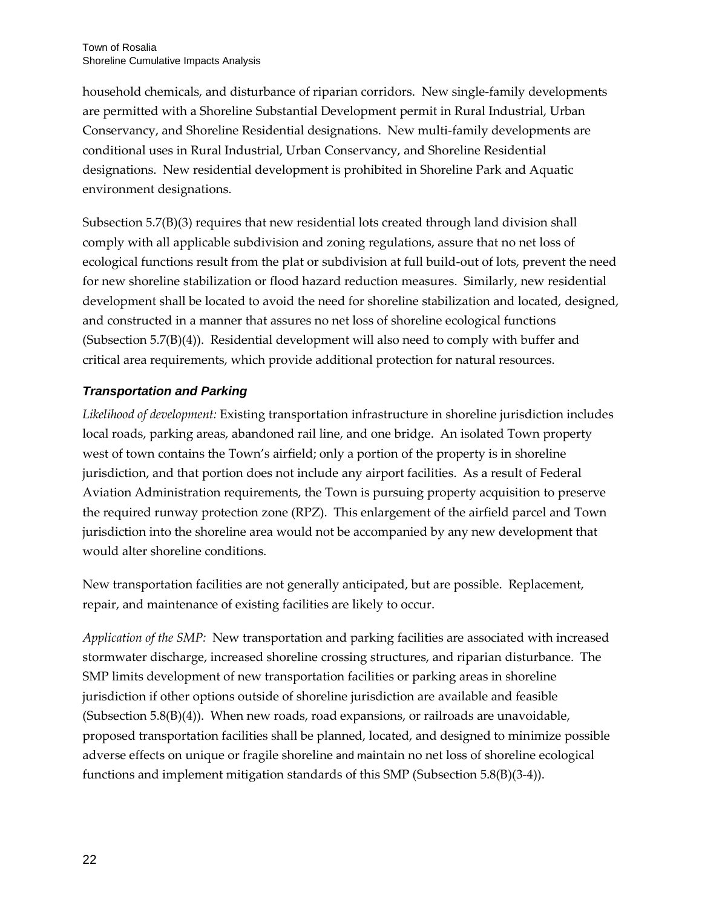household chemicals, and disturbance of riparian corridors. New single-family developments are permitted with a Shoreline Substantial Development permit in Rural Industrial, Urban Conservancy, and Shoreline Residential designations. New multi-family developments are conditional uses in Rural Industrial, Urban Conservancy, and Shoreline Residential designations. New residential development is prohibited in Shoreline Park and Aquatic environment designations.

Subsection 5.7(B)(3) requires that new residential lots created through land division shall comply with all applicable subdivision and zoning regulations, assure that no net loss of ecological functions result from the plat or subdivision at full build-out of lots, prevent the need for new shoreline stabilization or flood hazard reduction measures. Similarly, new residential development shall be located to avoid the need for shoreline stabilization and located, designed, and constructed in a manner that assures no net loss of shoreline ecological functions (Subsection 5.7(B)(4)). Residential development will also need to comply with buffer and critical area requirements, which provide additional protection for natural resources.

### *Transportation and Parking*

*Likelihood of development:* Existing transportation infrastructure in shoreline jurisdiction includes local roads, parking areas, abandoned rail line, and one bridge. An isolated Town property west of town contains the Town's airfield; only a portion of the property is in shoreline jurisdiction, and that portion does not include any airport facilities. As a result of Federal Aviation Administration requirements, the Town is pursuing property acquisition to preserve the required runway protection zone (RPZ). This enlargement of the airfield parcel and Town jurisdiction into the shoreline area would not be accompanied by any new development that would alter shoreline conditions.

New transportation facilities are not generally anticipated, but are possible. Replacement, repair, and maintenance of existing facilities are likely to occur.

*Application of the SMP:* New transportation and parking facilities are associated with increased stormwater discharge, increased shoreline crossing structures, and riparian disturbance. The SMP limits development of new transportation facilities or parking areas in shoreline jurisdiction if other options outside of shoreline jurisdiction are available and feasible (Subsection 5.8(B)(4)). When new roads, road expansions, or railroads are unavoidable, proposed transportation facilities shall be planned, located, and designed to minimize possible adverse effects on unique or fragile shoreline and maintain no net loss of shoreline ecological functions and implement mitigation standards of this SMP (Subsection 5.8(B)(3-4)).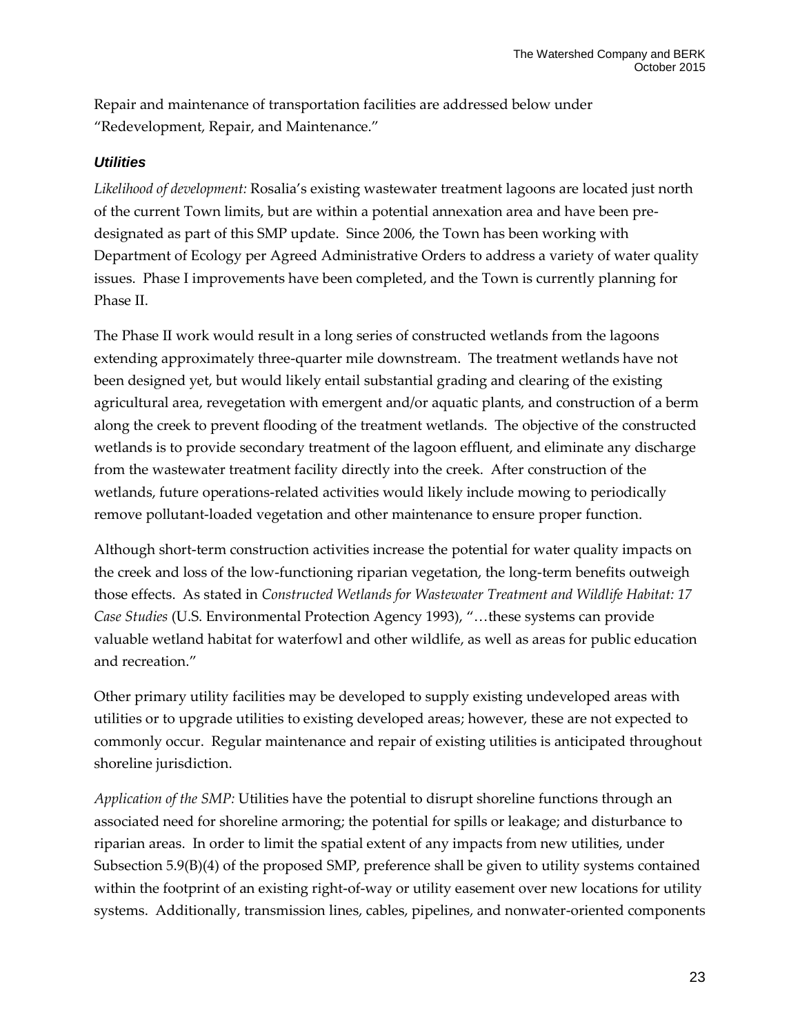Repair and maintenance of transportation facilities are addressed below under "Redevelopment, Repair, and Maintenance."

### *Utilities*

*Likelihood of development:* Rosalia's existing wastewater treatment lagoons are located just north of the current Town limits, but are within a potential annexation area and have been pre-designated as part of this SMP update. Since 2006, the Town has been working with Department of Ecology per Agreed Administrative Orders to address a variety of water quality issues. Phase I improvements have been completed, and the Town is currently planning for Phase II.

The Phase II work would result in a long series of constructed wetlands from the lagoons extending approximately three-quarter mile downstream. The treatment wetlands have not been designed yet, but would likely entail substantial grading and clearing of the existing agricultural area, revegetation with emergent and/or aquatic plants, and construction of a berm along the creek to prevent flooding of the treatment wetlands. The objective of the constructed wetlands is to provide secondary treatment of the lagoon effluent, and eliminate any discharge from the wastewater treatment facility directly into the creek. After construction of the wetlands, future operations-related activities would likely include mowing to periodically remove pollutant-loaded vegetation and other maintenance to ensure proper function.

Although short-term construction activities increase the potential for water quality impacts on the creek and loss of the low-functioning riparian vegetation, the long-term benefits outweigh those effects. As stated in *Constructed Wetlands for Wastewater Treatment and Wildlife Habitat: 17 Case Studies* (U.S. Environmental Protection Agency 1993), "…these systems can provide valuable wetland habitat for waterfowl and other wildlife, as well as areas for public education and recreation."

Other primary utility facilities may be developed to supply existing undeveloped areas with utilities or to upgrade utilities to existing developed areas; however, these are not expected to commonly occur. Regular maintenance and repair of existing utilities is anticipated throughout shoreline jurisdiction.

*Application of the SMP:* Utilities have the potential to disrupt shoreline functions through an associated need for shoreline armoring; the potential for spills or leakage; and disturbance to riparian areas. In order to limit the spatial extent of any impacts from new utilities, under Subsection 5.9(B)(4) of the proposed SMP, preference shall be given to utility systems contained within the footprint of an existing right-of-way or utility easement over new locations for utility systems. Additionally, transmission lines, cables, pipelines, and nonwater-oriented components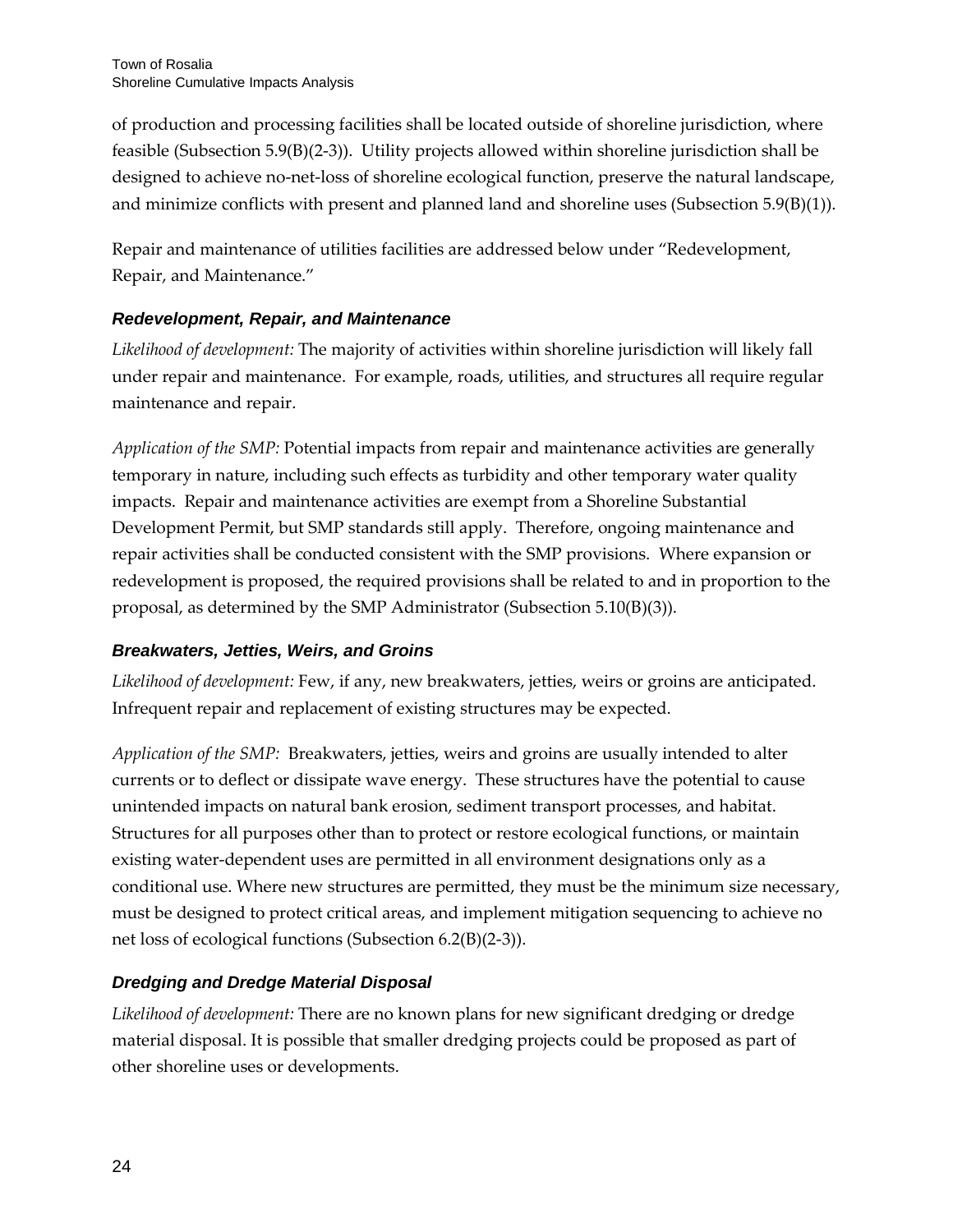of production and processing facilities shall be located outside of shoreline jurisdiction, where feasible (Subsection 5.9(B)(2-3)). Utility projects allowed within shoreline jurisdiction shall be designed to achieve no-net-loss of shoreline ecological function, preserve the natural landscape, and minimize conflicts with present and planned land and shoreline uses (Subsection 5.9(B)(1)).

Repair and maintenance of utilities facilities are addressed below under "Redevelopment, Repair, and Maintenance."

### *Redevelopment, Repair, and Maintenance*

*Likelihood of development:* The majority of activities within shoreline jurisdiction will likely fall under repair and maintenance. For example, roads, utilities, and structures all require regular maintenance and repair.

*Application of the SMP:* Potential impacts from repair and maintenance activities are generally temporary in nature, including such effects as turbidity and other temporary water quality impacts. Repair and maintenance activities are exempt from a Shoreline Substantial Development Permit, but SMP standards still apply. Therefore, ongoing maintenance and repair activities shall be conducted consistent with the SMP provisions. Where expansion or redevelopment is proposed, the required provisions shall be related to and in proportion to the proposal, as determined by the SMP Administrator (Subsection 5.10(B)(3)).

### *Breakwaters, Jetties, Weirs, and Groins*

*Likelihood of development:* Few, if any, new breakwaters, jetties, weirs or groins are anticipated. Infrequent repair and replacement of existing structures may be expected.

*Application of the SMP:* Breakwaters, jetties, weirs and groins are usually intended to alter currents or to deflect or dissipate wave energy. These structures have the potential to cause unintended impacts on natural bank erosion, sediment transport processes, and habitat. Structures for all purposes other than to protect or restore ecological functions, or maintain existing water-dependent uses are permitted in all environment designations only as a conditional use. Where new structures are permitted, they must be the minimum size necessary, must be designed to protect critical areas, and implement mitigation sequencing to achieve no net loss of ecological functions (Subsection 6.2(B)(2-3)).

### *Dredging and Dredge Material Disposal*

*Likelihood of development:* There are no known plans for new significant dredging or dredge material disposal. It is possible that smaller dredging projects could be proposed as part of other shoreline uses or developments.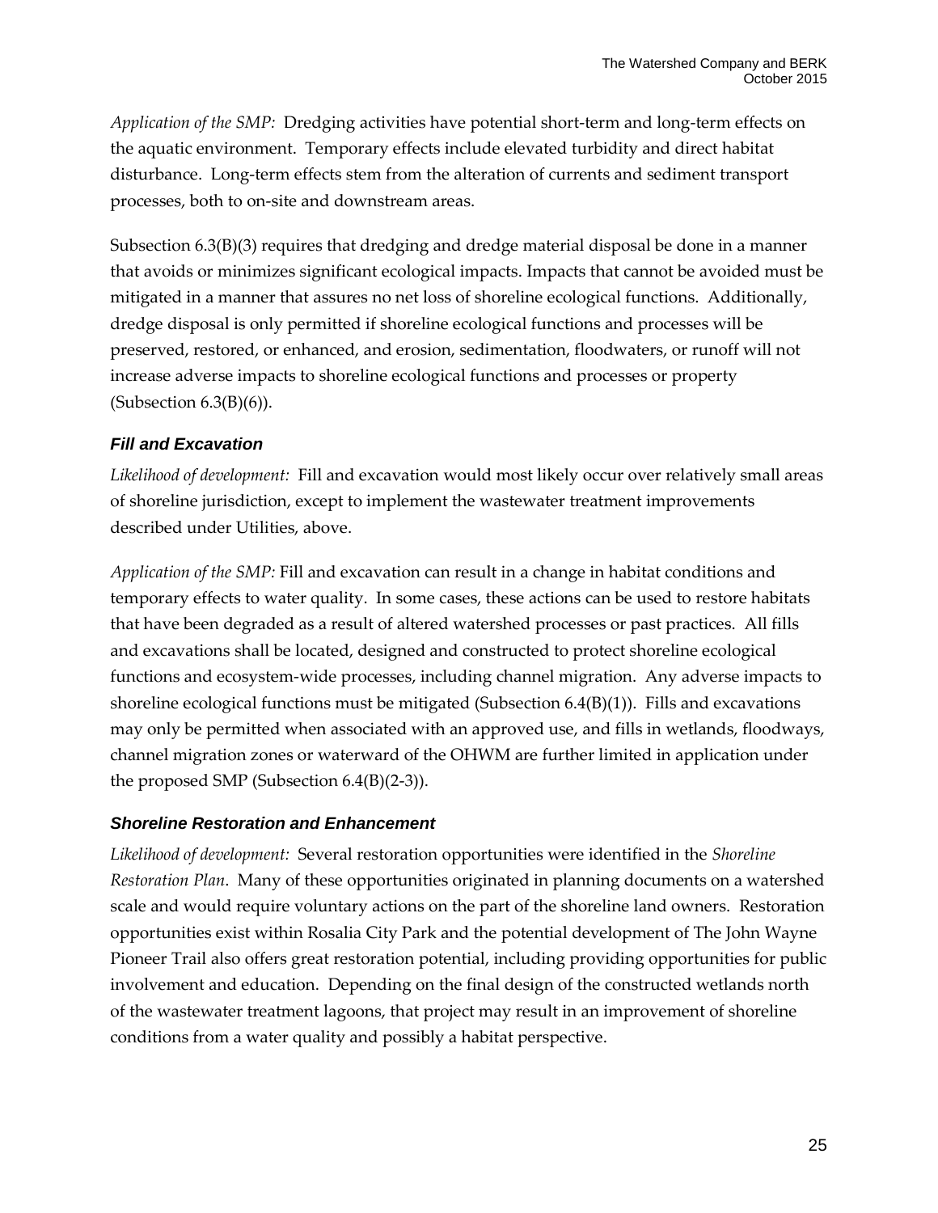*Application of the SMP:* Dredging activities have potential short-term and long-term effects on the aquatic environment. Temporary effects include elevated turbidity and direct habitat disturbance. Long-term effects stem from the alteration of currents and sediment transport processes, both to on-site and downstream areas.

Subsection 6.3(B)(3) requires that dredging and dredge material disposal be done in a manner that avoids or minimizes significant ecological impacts. Impacts that cannot be avoided must be mitigated in a manner that assures no net loss of shoreline ecological functions. Additionally, dredge disposal is only permitted if shoreline ecological functions and processes will be preserved, restored, or enhanced, and erosion, sedimentation, floodwaters, or runoff will not increase adverse impacts to shoreline ecological functions and processes or property (Subsection 6.3(B)(6)).

### *Fill and Excavation*

*Likelihood of development:* Fill and excavation would most likely occur over relatively small areas of shoreline jurisdiction, except to implement the wastewater treatment improvements described under Utilities, above.

*Application of the SMP:* Fill and excavation can result in a change in habitat conditions and temporary effects to water quality. In some cases, these actions can be used to restore habitats that have been degraded as a result of altered watershed processes or past practices. All fills and excavations shall be located, designed and constructed to protect shoreline ecological functions and ecosystem-wide processes, including channel migration. Any adverse impacts to shoreline ecological functions must be mitigated (Subsection 6.4(B)(1)). Fills and excavations may only be permitted when associated with an approved use, and fills in wetlands, floodways, channel migration zones or waterward of the OHWM are further limited in application under the proposed SMP (Subsection 6.4(B)(2-3)).

### *Shoreline Restoration and Enhancement*

*Likelihood of development:* Several restoration opportunities were identified in the *Shoreline Restoration Plan*. Many of these opportunities originated in planning documents on a watershed scale and would require voluntary actions on the part of the shoreline land owners. Restoration opportunities exist within Rosalia City Park and the potential development of The John Wayne Pioneer Trail also offers great restoration potential, including providing opportunities for public involvement and education. Depending on the final design of the constructed wetlands north of the wastewater treatment lagoons, that project may result in an improvement of shoreline conditions from a water quality and possibly a habitat perspective.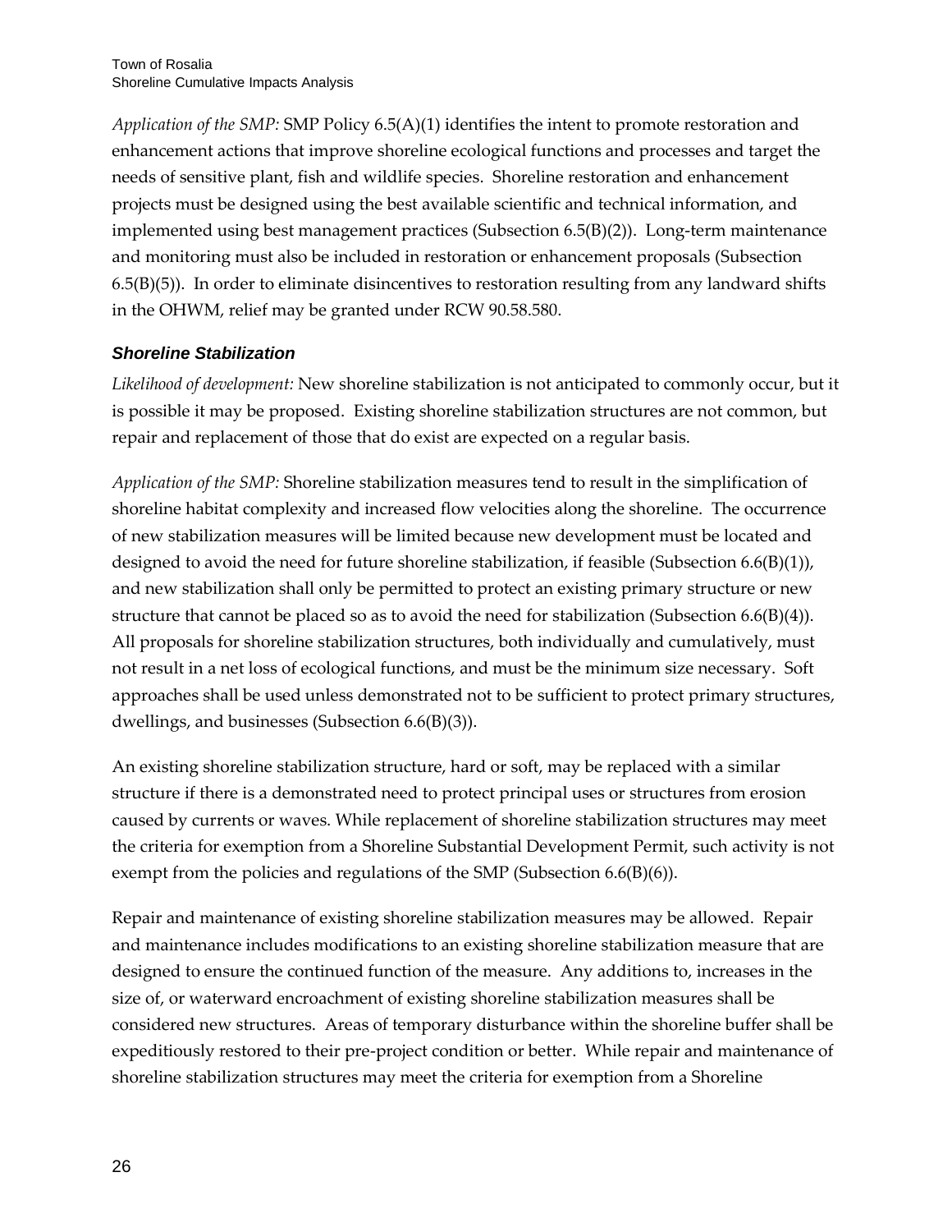*Application of the SMP:* SMP Policy 6.5(A)(1) identifies the intent to promote restoration and enhancement actions that improve shoreline ecological functions and processes and target the needs of sensitive plant, fish and wildlife species. Shoreline restoration and enhancement projects must be designed using the best available scientific and technical information, and implemented using best management practices (Subsection 6.5(B)(2)). Long-term maintenance and monitoring must also be included in restoration or enhancement proposals (Subsection 6.5(B)(5)). In order to eliminate disincentives to restoration resulting from any landward shifts in the OHWM, relief may be granted under RCW 90.58.580.

### *Shoreline Stabilization*

*Likelihood of development:* New shoreline stabilization is not anticipated to commonly occur, but it is possible it may be proposed. Existing shoreline stabilization structures are not common, but repair and replacement of those that do exist are expected on a regular basis.

*Application of the SMP:* Shoreline stabilization measures tend to result in the simplification of shoreline habitat complexity and increased flow velocities along the shoreline. The occurrence of new stabilization measures will be limited because new development must be located and designed to avoid the need for future shoreline stabilization, if feasible (Subsection 6.6(B)(1)), and new stabilization shall only be permitted to protect an existing primary structure or new structure that cannot be placed so as to avoid the need for stabilization (Subsection 6.6(B)(4)). All proposals for shoreline stabilization structures, both individually and cumulatively, must not result in a net loss of ecological functions, and must be the minimum size necessary. Soft approaches shall be used unless demonstrated not to be sufficient to protect primary structures, dwellings, and businesses (Subsection 6.6(B)(3)).

An existing shoreline stabilization structure, hard or soft, may be replaced with a similar structure if there is a demonstrated need to protect principal uses or structures from erosion caused by currents or waves. While replacement of shoreline stabilization structures may meet the criteria for exemption from a Shoreline Substantial Development Permit, such activity is not exempt from the policies and regulations of the SMP (Subsection 6.6(B)(6)).

Repair and maintenance of existing shoreline stabilization measures may be allowed. Repair and maintenance includes modifications to an existing shoreline stabilization measure that are designed to ensure the continued function of the measure. Any additions to, increases in the size of, or waterward encroachment of existing shoreline stabilization measures shall be considered new structures. Areas of temporary disturbance within the shoreline buffer shall be expeditiously restored to their pre-project condition or better. While repair and maintenance of shoreline stabilization structures may meet the criteria for exemption from a Shoreline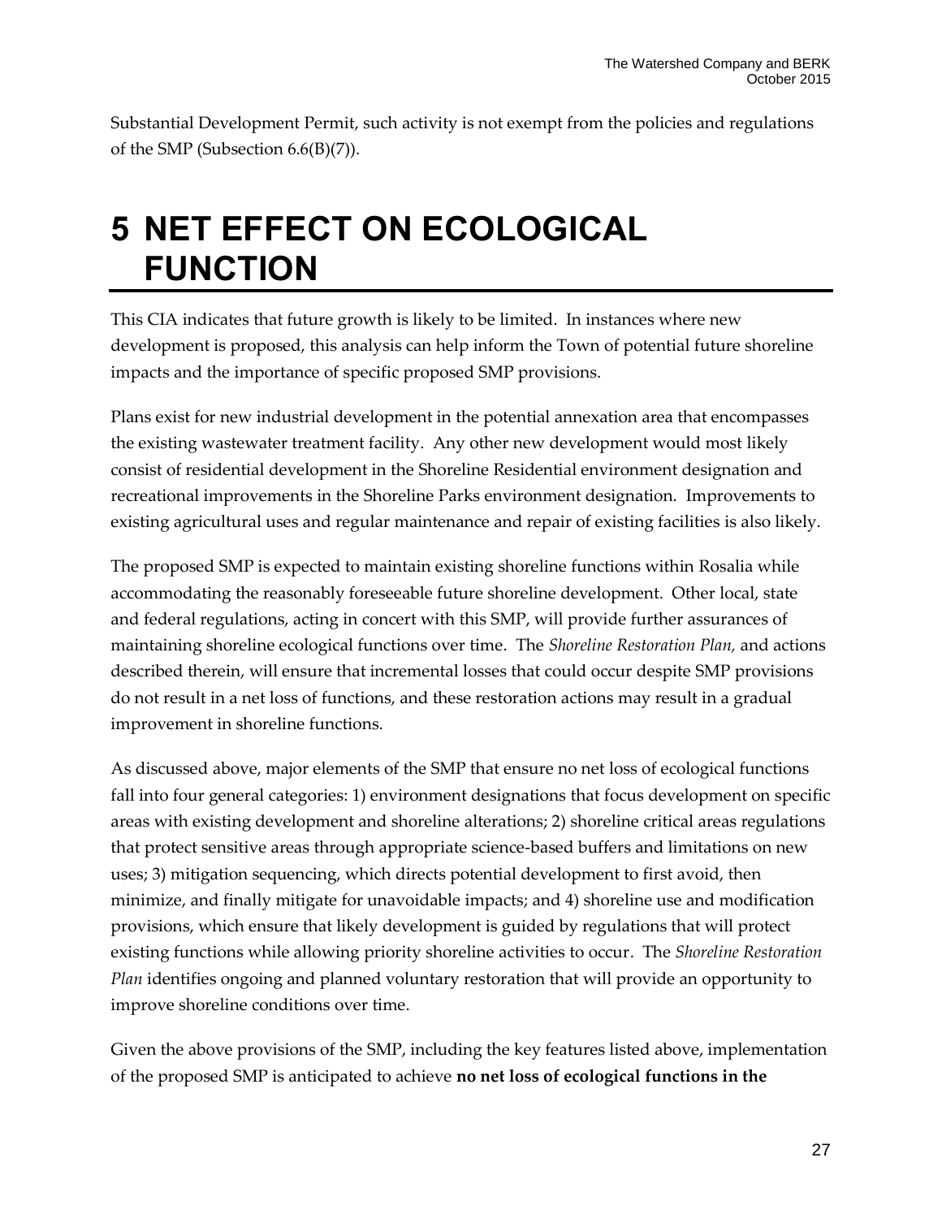Substantial Development Permit, such activity is not exempt from the policies and regulations of the SMP (Subsection 6.6(B)(7)).

# 5 NET EFFECT ON ECOLOGICAL FUNCTION

This CIA indicates that future growth is likely to be limited. In instances where new development is proposed, this analysis can help inform the Town of potential future shoreline impacts and the importance of specific proposed SMP provisions.

Plans exist for new industrial development in the potential annexation area that encompasses the existing wastewater treatment facility. Any other new development would most likely consist of residential development in the Shoreline Residential environment designation and recreational improvements in the Shoreline Parks environment designation. Improvements to existing agricultural uses and regular maintenance and repair of existing facilities is also likely.

The proposed SMP is expected to maintain existing shoreline functions within Rosalia while accommodating the reasonably foreseeable future shoreline development. Other local, state and federal regulations, acting in concert with this SMP, will provide further assurances of maintaining shoreline ecological functions over time. The *Shoreline Restoration Plan,* and actions described therein, will ensure that incremental losses that could occur despite SMP provisions do not result in a net loss of functions, and these restoration actions may result in a gradual improvement in shoreline functions.

As discussed above, major elements of the SMP that ensure no net loss of ecological functions fall into four general categories: 1) environment designations that focus development on specific areas with existing development and shoreline alterations; 2) shoreline critical areas regulations that protect sensitive areas through appropriate science-based buffers and limitations on new uses; 3) mitigation sequencing, which directs potential development to first avoid, then minimize, and finally mitigate for unavoidable impacts; and 4) shoreline use and modification provisions, which ensure that likely development is guided by regulations that will protect existing functions while allowing priority shoreline activities to occur. The *Shoreline Restoration Plan* identifies ongoing and planned voluntary restoration that will provide an opportunity to improve shoreline conditions over time.

Given the above provisions of the SMP, including the key features listed above, implementation of the proposed SMP is anticipated to achieve **no net loss of ecological functions in the**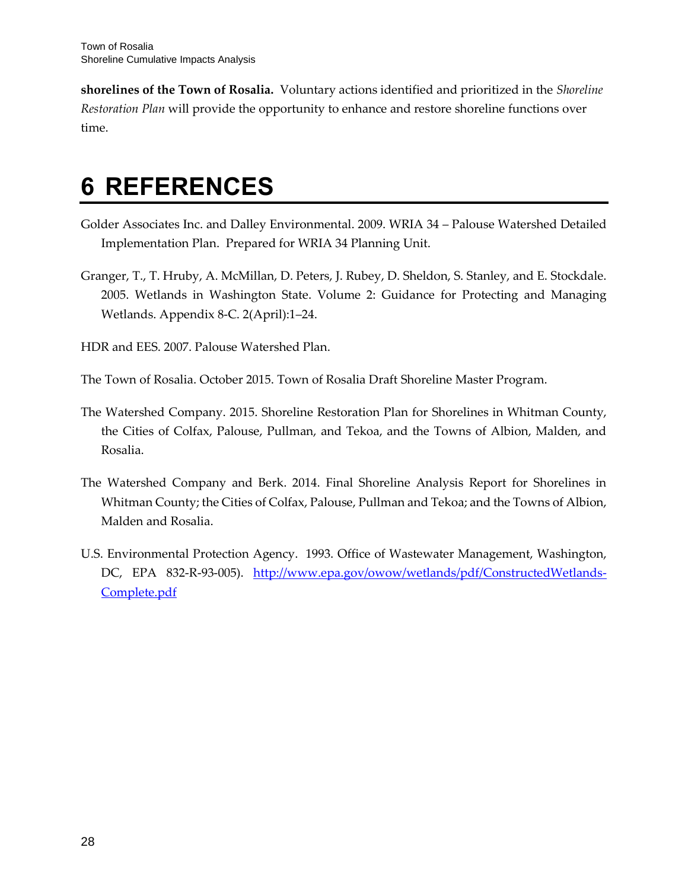**shorelines of the Town of Rosalia.** Voluntary actions identified and prioritized in the *Shoreline Restoration Plan* will provide the opportunity to enhance and restore shoreline functions over time.

# 6 REFERENCES

Golder Associates Inc. and Dalley Environmental. 2009. WRIA 34 – Palouse Watershed Detailed Implementation Plan. Prepared for WRIA 34 Planning Unit.

Granger, T., T. Hruby, A. McMillan, D. Peters, J. Rubey, D. Sheldon, S. Stanley, and E. Stockdale. 2005. Wetlands in Washington State. Volume 2: Guidance for Protecting and Managing Wetlands. Appendix 8-C. 2(April):1–24.

HDR and EES. 2007. Palouse Watershed Plan.

The Town of Rosalia. October 2015. Town of Rosalia Draft Shoreline Master Program.

The Watershed Company. 2015. Shoreline Restoration Plan for Shorelines in Whitman County, the Cities of Colfax, Palouse, Pullman, and Tekoa, and the Towns of Albion, Malden, and Rosalia.

The Watershed Company and Berk. 2014. Final Shoreline Analysis Report for Shorelines in Whitman County; the Cities of Colfax, Palouse, Pullman and Tekoa; and the Towns of Albion, Malden and Rosalia.

U.S. Environmental Protection Agency. 1993. Office of Wastewater Management, Washington, DC, EPA 832-R-93-005). [http://www.epa.gov/owow/wetlands/pdf/ConstructedWetlands-Complete.pdf](http://www.epa.gov/owow/wetlands/pdf/ConstructedWetlands-Complete.pdf)